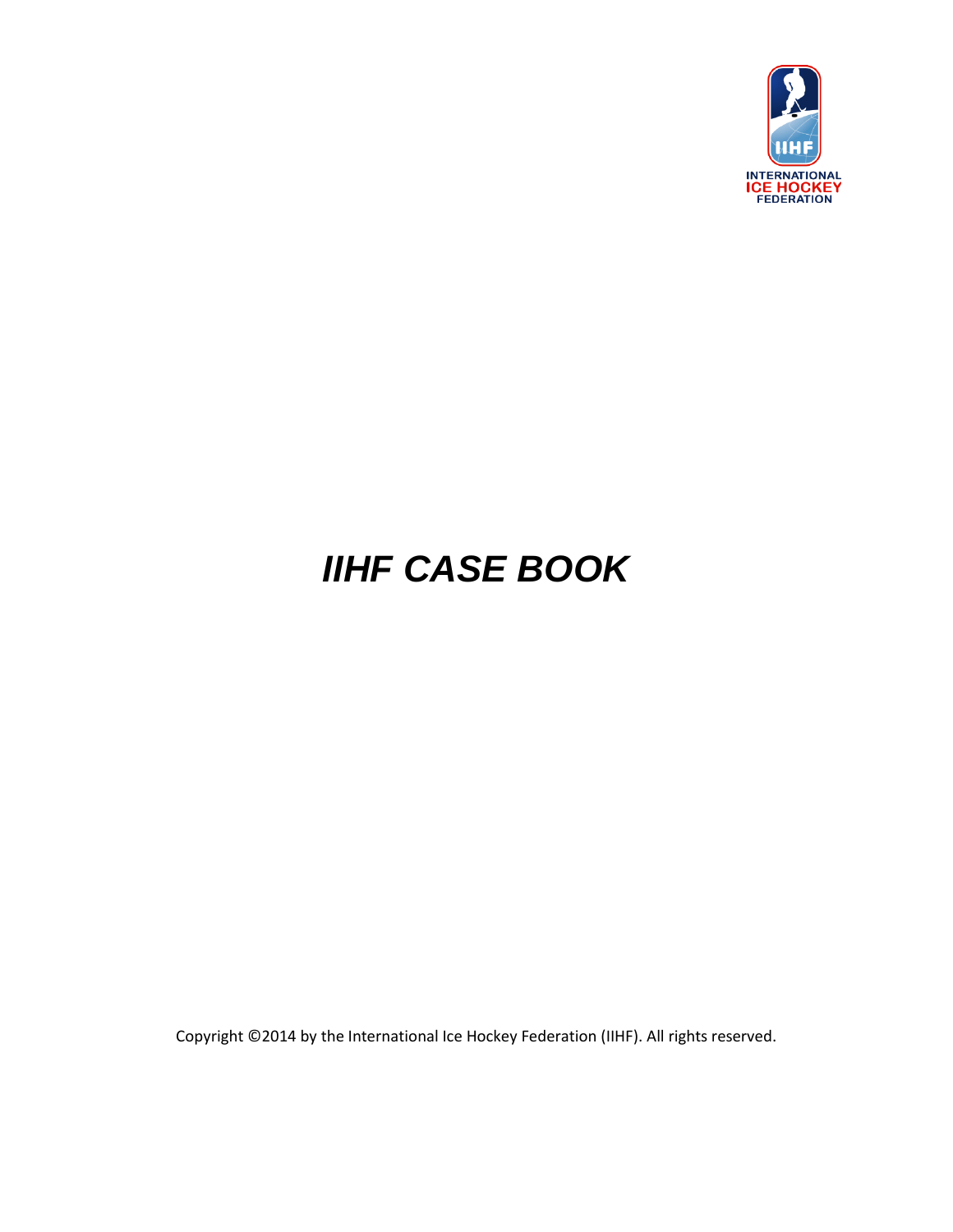INTERNATIONAL
ICE HOCKEY
FEDERATION

# *IIHF CASE BOOK*

Copyright ©2014 by the International Ice Hockey Federation (IIHF). All rights reserved.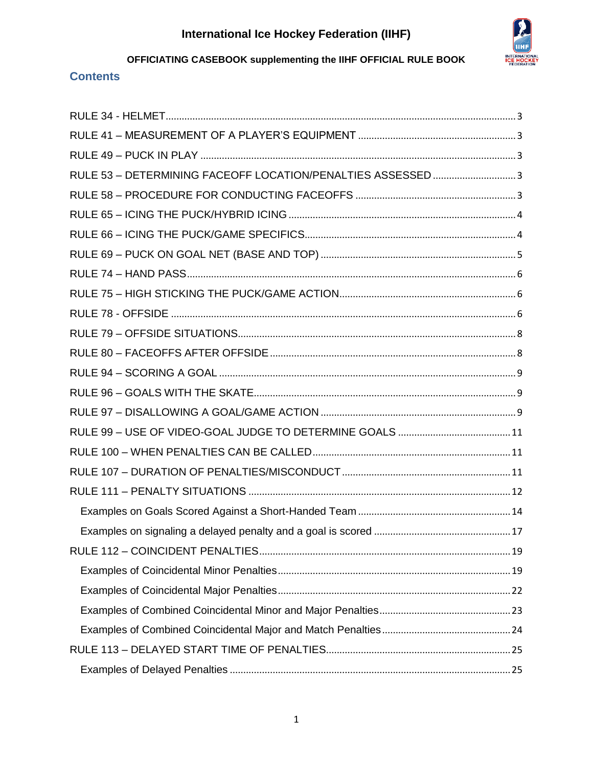# Contents

- RULE 34 - HELMET ..... 3
- RULE 41 – MEASUREMENT OF A PLAYER'S EQUIPMENT ..... 3
- RULE 49 – PUCK IN PLAY ..... 3
- RULE 53 – DETERMINING FACEOFF LOCATION/PENALTIES ASSESSED ..... 3
- RULE 58 – PROCEDURE FOR CONDUCTING FACEOFFS ..... 3
- RULE 65 – ICING THE PUCK/HYBRID ICING ..... 4
- RULE 66 – ICING THE PUCK/GAME SPECIFICS ..... 4
- RULE 69 – PUCK ON GOAL NET (BASE AND TOP) ..... 5
- RULE 74 – HAND PASS ..... 6
- RULE 75 – HIGH STICKING THE PUCK/GAME ACTION ..... 6
- RULE 78 - OFFSIDE ..... 6
- RULE 79 – OFFSIDE SITUATIONS ..... 8
- RULE 80 – FACEOFFS AFTER OFFSIDE ..... 8
- RULE 94 – SCORING A GOAL ..... 9
- RULE 96 – GOALS WITH THE SKATE ..... 9
- RULE 97 – DISALLOWING A GOAL/GAME ACTION ..... 9
- RULE 99 – USE OF VIDEO-GOAL JUDGE TO DETERMINE GOALS ..... 11
- RULE 100 – WHEN PENALTIES CAN BE CALLED ..... 11
- RULE 107 – DURATION OF PENALTIES/MISCONDUCT ..... 11
- RULE 111 – PENALTY SITUATIONS ..... 12
  - Examples on Goals Scored Against a Short-Handed Team ..... 14
  - Examples on signaling a delayed penalty and a goal is scored ..... 17
- RULE 112 – COINCIDENT PENALTIES ..... 19
  - Examples of Coincidental Minor Penalties ..... 19
  - Examples of Coincidental Major Penalties ..... 22
  - Examples of Combined Coincidental Minor and Major Penalties ..... 23
  - Examples of Combined Coincidental Major and Match Penalties ..... 24
- RULE 113 – DELAYED START TIME OF PENALTIES ..... 25
  - Examples of Delayed Penalties ..... 25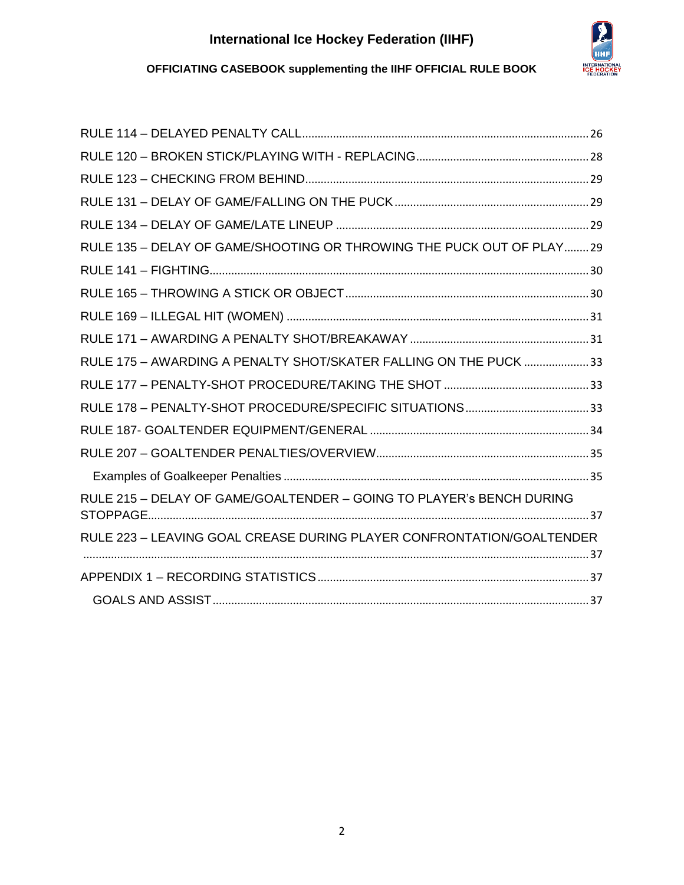RULE 114 – DELAYED PENALTY CALL........................................................................................26

RULE 120 – BROKEN STICK/PLAYING WITH - REPLACING.......................................................28

RULE 123 – CHECKING FROM BEHIND.........................................................................................29

RULE 131 – DELAY OF GAME/FALLING ON THE PUCK...............................................................29

RULE 134 – DELAY OF GAME/LATE LINEUP ..................................................................................29

RULE 135 – DELAY OF GAME/SHOOTING OR THROWING THE PUCK OUT OF PLAY........29

RULE 141 – FIGHTING.........................................................................................................................30

RULE 165 – THROWING A STICK OR OBJECT...............................................................................30

RULE 169 – ILLEGAL HIT (WOMEN) .................................................................................................31

RULE 171 – AWARDING A PENALTY SHOT/BREAKAWAY ..........................................................31

RULE 175 – AWARDING A PENALTY SHOT/SKATER FALLING ON THE PUCK .....................33

RULE 177 – PENALTY-SHOT PROCEDURE/TAKING THE SHOT ...............................................33

RULE 178 – PENALTY-SHOT PROCEDURE/SPECIFIC SITUATIONS........................................33

RULE 187- GOALTENDER EQUIPMENT/GENERAL ......................................................................34

RULE 207 – GOALTENDER PENALTIES/OVERVIEW.....................................................................35

- Examples of Goalkeeper Penalties ..................................................................................................35

RULE 215 – DELAY OF GAME/GOALTENDER – GOING TO PLAYER's BENCH DURING STOPPAGE.............................................................................................................................................37

RULE 223 – LEAVING GOAL CREASE DURING PLAYER CONFRONTATION/GOALTENDER ..................................................................................................................................................................37

APPENDIX 1 – RECORDING STATISTICS.......................................................................................37

- GOALS AND ASSIST.........................................................................................................................37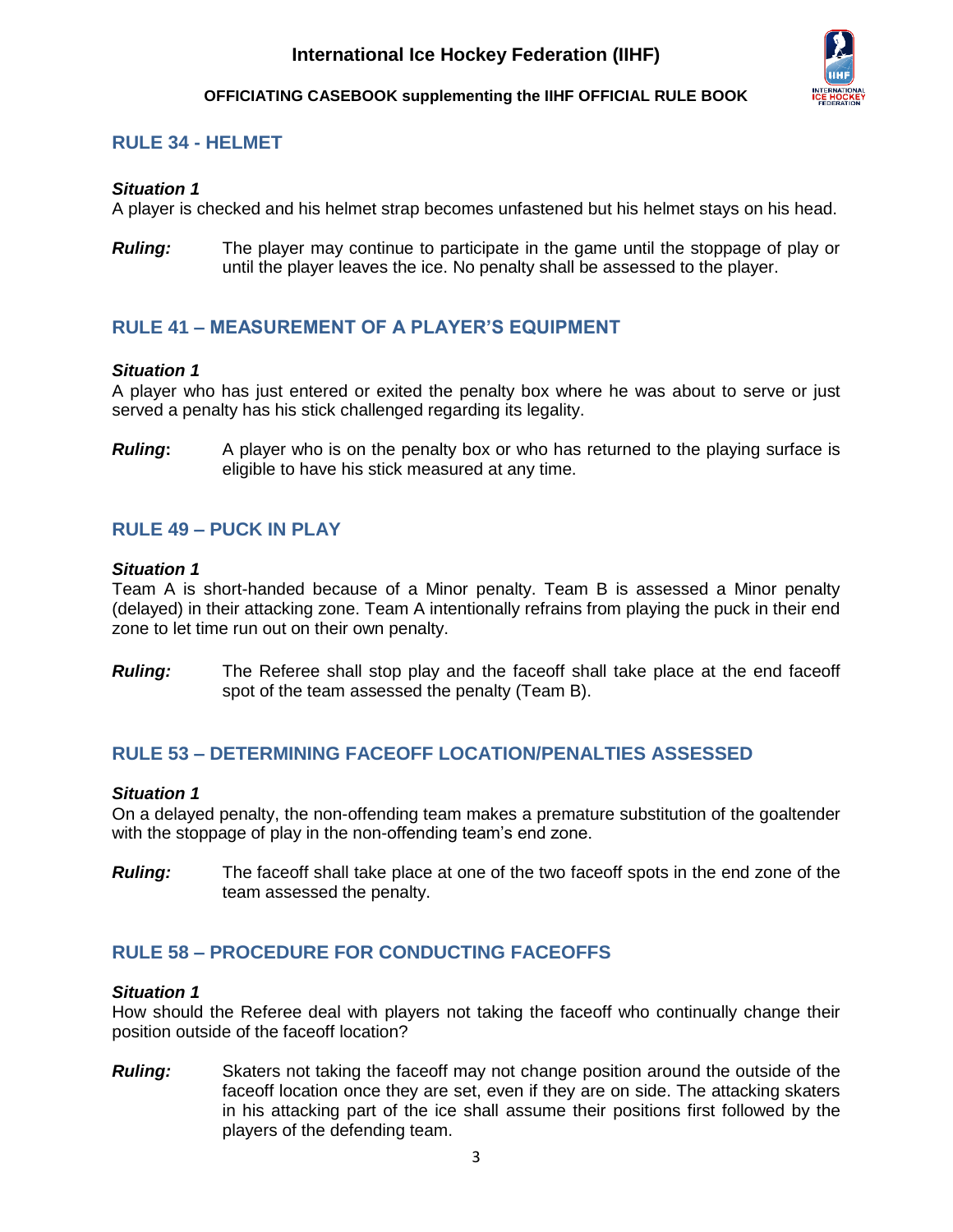## RULE 34 - HELMET

***Situation 1***
A player is checked and his helmet strap becomes unfastened but his helmet stays on his head.

***Ruling:*** The player may continue to participate in the game until the stoppage of play or until the player leaves the ice. No penalty shall be assessed to the player.

## RULE 41 – MEASUREMENT OF A PLAYER'S EQUIPMENT

***Situation 1***
A player who has just entered or exited the penalty box where he was about to serve or just served a penalty has his stick challenged regarding its legality.

***Ruling*:** A player who is on the penalty box or who has returned to the playing surface is eligible to have his stick measured at any time.

## RULE 49 – PUCK IN PLAY

***Situation 1***
Team A is short-handed because of a Minor penalty. Team B is assessed a Minor penalty (delayed) in their attacking zone. Team A intentionally refrains from playing the puck in their end zone to let time run out on their own penalty.

***Ruling:*** The Referee shall stop play and the faceoff shall take place at the end faceoff spot of the team assessed the penalty (Team B).

## RULE 53 – DETERMINING FACEOFF LOCATION/PENALTIES ASSESSED

***Situation 1***
On a delayed penalty, the non-offending team makes a premature substitution of the goaltender with the stoppage of play in the non-offending team's end zone.

***Ruling:*** The faceoff shall take place at one of the two faceoff spots in the end zone of the team assessed the penalty.

## RULE 58 – PROCEDURE FOR CONDUCTING FACEOFFS

***Situation 1***
How should the Referee deal with players not taking the faceoff who continually change their position outside of the faceoff location?

***Ruling:*** Skaters not taking the faceoff may not change position around the outside of the faceoff location once they are set, even if they are on side. The attacking skaters in his attacking part of the ice shall assume their positions first followed by the players of the defending team.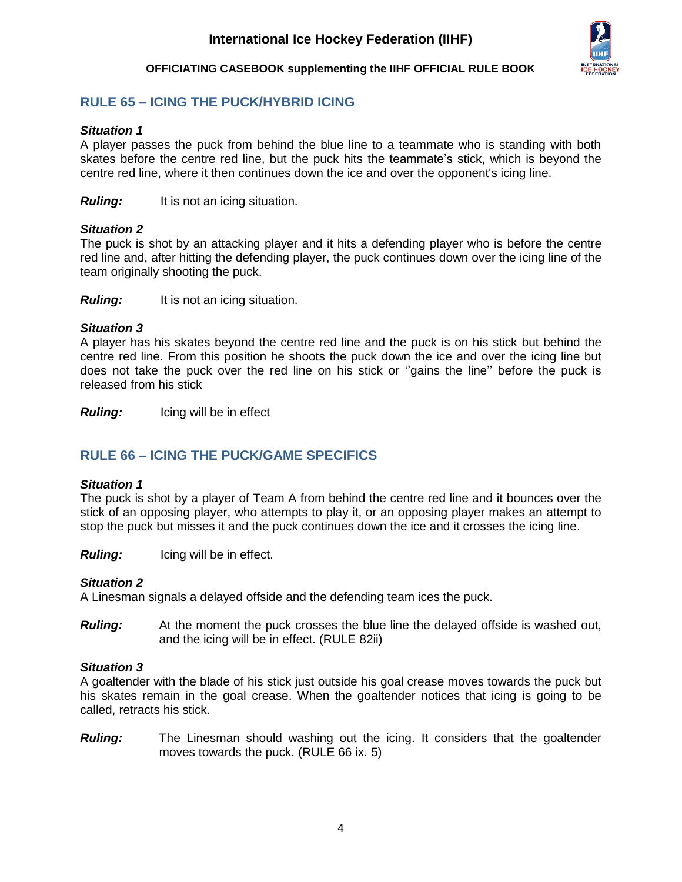## RULE 65 – ICING THE PUCK/HYBRID ICING

***Situation 1***
A player passes the puck from behind the blue line to a teammate who is standing with both skates before the centre red line, but the puck hits the teammate's stick, which is beyond the centre red line, where it then continues down the ice and over the opponent's icing line.

***Ruling:*** It is not an icing situation.

***Situation 2***
The puck is shot by an attacking player and it hits a defending player who is before the centre red line and, after hitting the defending player, the puck continues down over the icing line of the team originally shooting the puck.

***Ruling:*** It is not an icing situation.

***Situation 3***
A player has his skates beyond the centre red line and the puck is on his stick but behind the centre red line. From this position he shoots the puck down the ice and over the icing line but does not take the puck over the red line on his stick or ''gains the line'' before the puck is released from his stick

***Ruling:*** Icing will be in effect

## RULE 66 – ICING THE PUCK/GAME SPECIFICS

***Situation 1***
The puck is shot by a player of Team A from behind the centre red line and it bounces over the stick of an opposing player, who attempts to play it, or an opposing player makes an attempt to stop the puck but misses it and the puck continues down the ice and it crosses the icing line.

***Ruling:*** Icing will be in effect.

***Situation 2***
A Linesman signals a delayed offside and the defending team ices the puck.

***Ruling:*** At the moment the puck crosses the blue line the delayed offside is washed out, and the icing will be in effect. (RULE 82ii)

***Situation 3***
A goaltender with the blade of his stick just outside his goal crease moves towards the puck but his skates remain in the goal crease. When the goaltender notices that icing is going to be called, retracts his stick.

***Ruling:*** The Linesman should washing out the icing. It considers that the goaltender moves towards the puck. (RULE 66 ix. 5)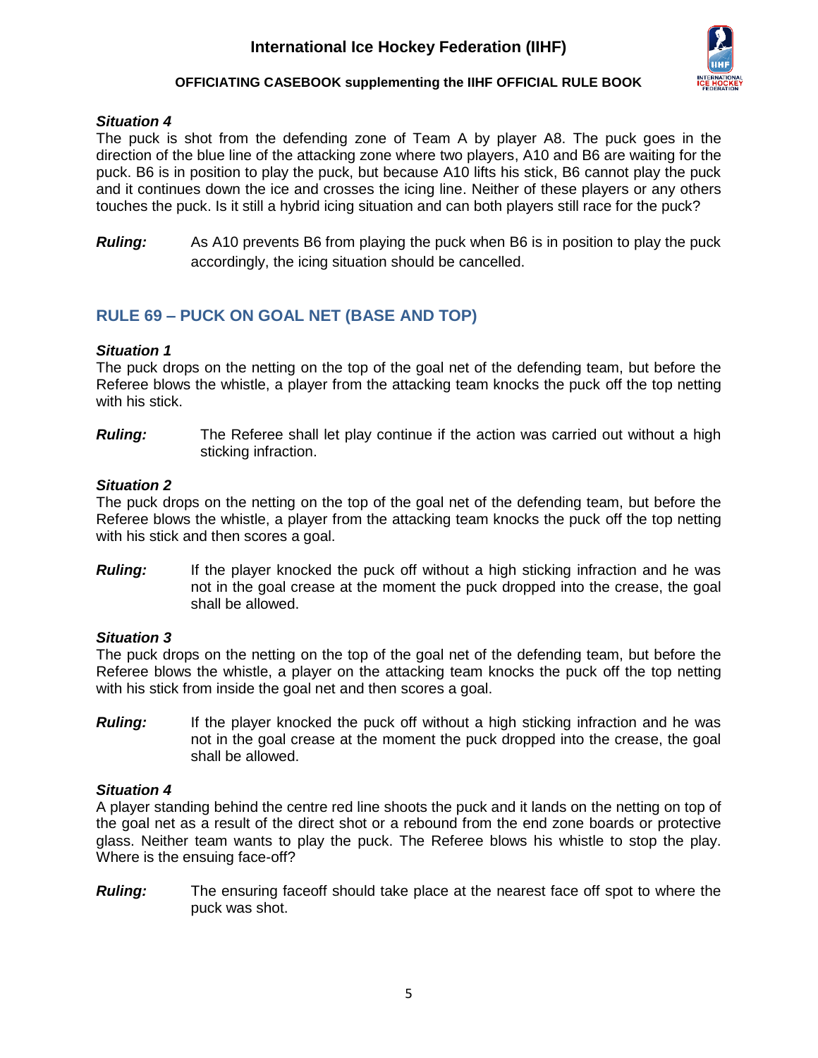### *Situation 4*

The puck is shot from the defending zone of Team A by player A8. The puck goes in the direction of the blue line of the attacking zone where two players, A10 and B6 are waiting for the puck. B6 is in position to play the puck, but because A10 lifts his stick, B6 cannot play the puck and it continues down the ice and crosses the icing line. Neither of these players or any others touches the puck. Is it still a hybrid icing situation and can both players still race for the puck?

***Ruling:*** As A10 prevents B6 from playing the puck when B6 is in position to play the puck accordingly, the icing situation should be cancelled.

## RULE 69 – PUCK ON GOAL NET (BASE AND TOP)

### *Situation 1*

The puck drops on the netting on the top of the goal net of the defending team, but before the Referee blows the whistle, a player from the attacking team knocks the puck off the top netting with his stick.

***Ruling:*** The Referee shall let play continue if the action was carried out without a high sticking infraction.

### *Situation 2*

The puck drops on the netting on the top of the goal net of the defending team, but before the Referee blows the whistle, a player from the attacking team knocks the puck off the top netting with his stick and then scores a goal.

***Ruling:*** If the player knocked the puck off without a high sticking infraction and he was not in the goal crease at the moment the puck dropped into the crease, the goal shall be allowed.

### *Situation 3*

The puck drops on the netting on the top of the goal net of the defending team, but before the Referee blows the whistle, a player on the attacking team knocks the puck off the top netting with his stick from inside the goal net and then scores a goal.

***Ruling:*** If the player knocked the puck off without a high sticking infraction and he was not in the goal crease at the moment the puck dropped into the crease, the goal shall be allowed.

### *Situation 4*

A player standing behind the centre red line shoots the puck and it lands on the netting on top of the goal net as a result of the direct shot or a rebound from the end zone boards or protective glass. Neither team wants to play the puck. The Referee blows his whistle to stop the play. Where is the ensuing face-off?

***Ruling:*** The ensuring faceoff should take place at the nearest face off spot to where the puck was shot.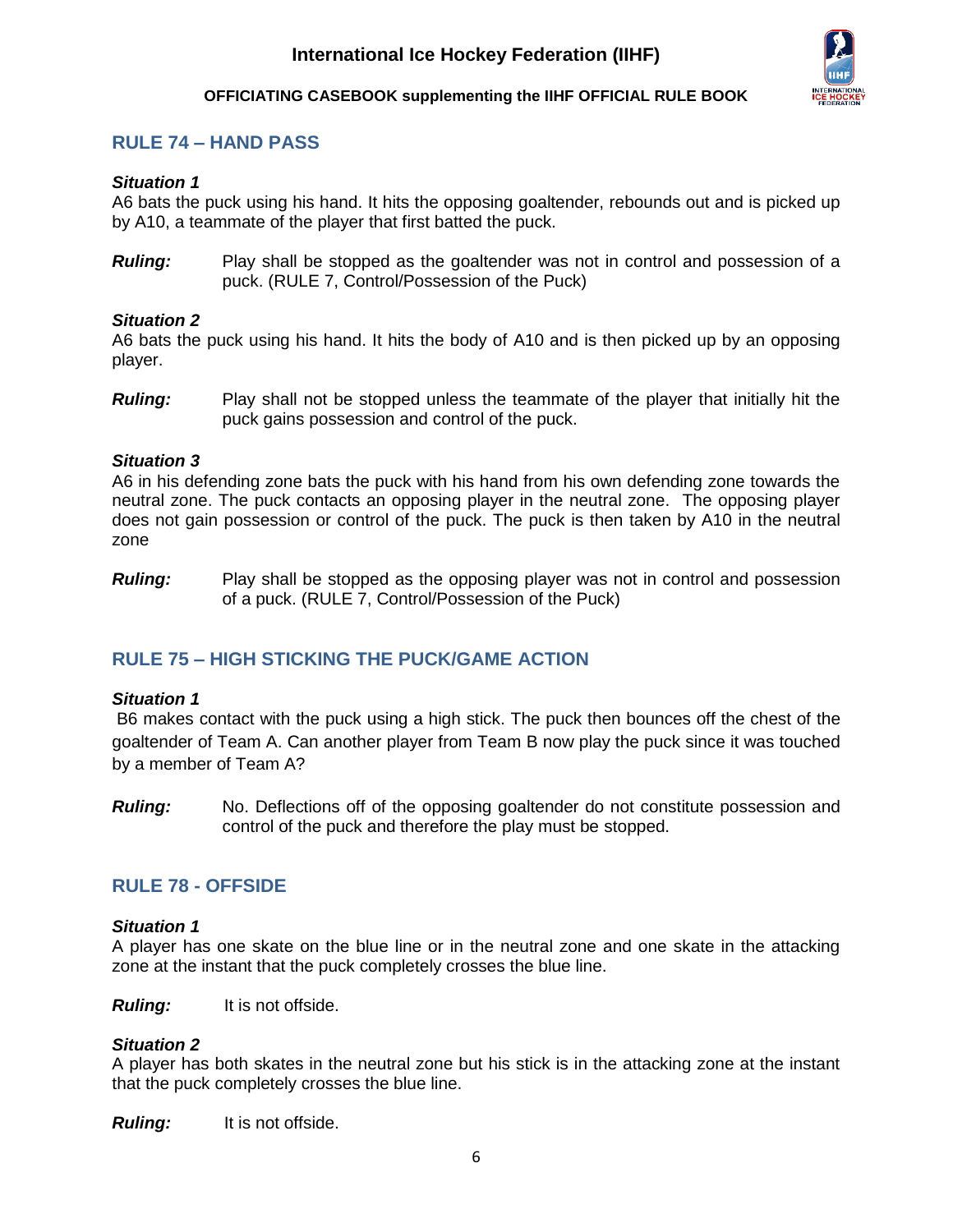## RULE 74 – HAND PASS

***Situation 1***

A6 bats the puck using his hand. It hits the opposing goaltender, rebounds out and is picked up by A10, a teammate of the player that first batted the puck.

***Ruling:*** Play shall be stopped as the goaltender was not in control and possession of a puck. (RULE 7, Control/Possession of the Puck)

***Situation 2***

A6 bats the puck using his hand. It hits the body of A10 and is then picked up by an opposing player.

***Ruling:*** Play shall not be stopped unless the teammate of the player that initially hit the puck gains possession and control of the puck.

***Situation 3***

A6 in his defending zone bats the puck with his hand from his own defending zone towards the neutral zone. The puck contacts an opposing player in the neutral zone. The opposing player does not gain possession or control of the puck. The puck is then taken by A10 in the neutral zone

***Ruling:*** Play shall be stopped as the opposing player was not in control and possession of a puck. (RULE 7, Control/Possession of the Puck)

## RULE 75 – HIGH STICKING THE PUCK/GAME ACTION

***Situation 1***

B6 makes contact with the puck using a high stick. The puck then bounces off the chest of the goaltender of Team A. Can another player from Team B now play the puck since it was touched by a member of Team A?

***Ruling:*** No. Deflections off of the opposing goaltender do not constitute possession and control of the puck and therefore the play must be stopped.

## RULE 78 - OFFSIDE

***Situation 1***

A player has one skate on the blue line or in the neutral zone and one skate in the attacking zone at the instant that the puck completely crosses the blue line.

***Ruling:*** It is not offside.

***Situation 2***

A player has both skates in the neutral zone but his stick is in the attacking zone at the instant that the puck completely crosses the blue line.

***Ruling:*** It is not offside.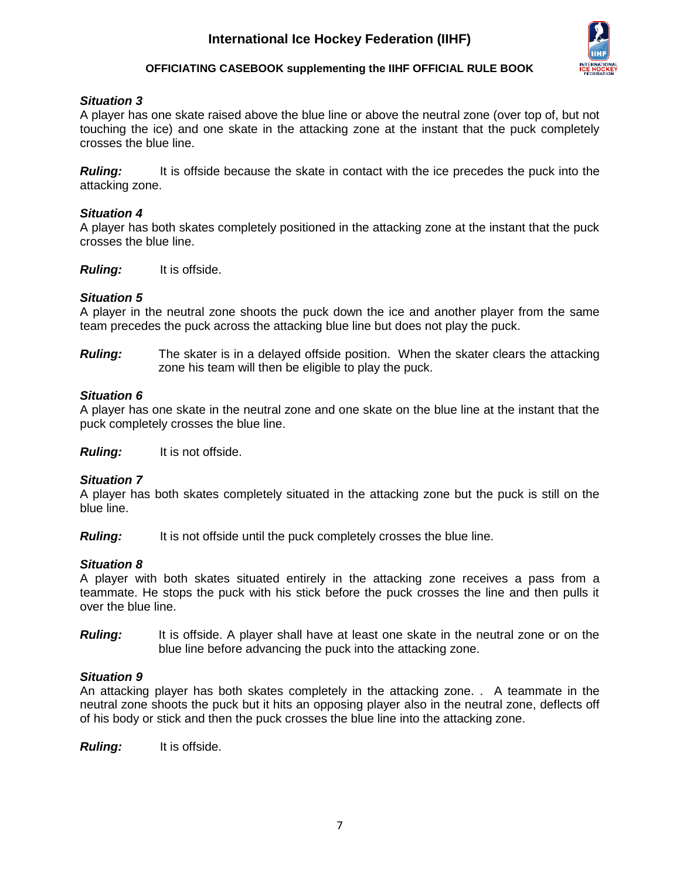***Situation 3***
A player has one skate raised above the blue line or above the neutral zone (over top of, but not touching the ice) and one skate in the attacking zone at the instant that the puck completely crosses the blue line.

***Ruling:*** It is offside because the skate in contact with the ice precedes the puck into the attacking zone.

***Situation 4***
A player has both skates completely positioned in the attacking zone at the instant that the puck crosses the blue line.

***Ruling:*** It is offside.

***Situation 5***
A player in the neutral zone shoots the puck down the ice and another player from the same team precedes the puck across the attacking blue line but does not play the puck.

***Ruling:*** The skater is in a delayed offside position. When the skater clears the attacking zone his team will then be eligible to play the puck.

***Situation 6***
A player has one skate in the neutral zone and one skate on the blue line at the instant that the puck completely crosses the blue line.

***Ruling:*** It is not offside.

***Situation 7***
A player has both skates completely situated in the attacking zone but the puck is still on the blue line.

***Ruling:*** It is not offside until the puck completely crosses the blue line.

***Situation 8***
A player with both skates situated entirely in the attacking zone receives a pass from a teammate. He stops the puck with his stick before the puck crosses the line and then pulls it over the blue line.

***Ruling:*** It is offside. A player shall have at least one skate in the neutral zone or on the blue line before advancing the puck into the attacking zone.

***Situation 9***
An attacking player has both skates completely in the attacking zone. . A teammate in the neutral zone shoots the puck but it hits an opposing player also in the neutral zone, deflects off of his body or stick and then the puck crosses the blue line into the attacking zone.

***Ruling:*** It is offside.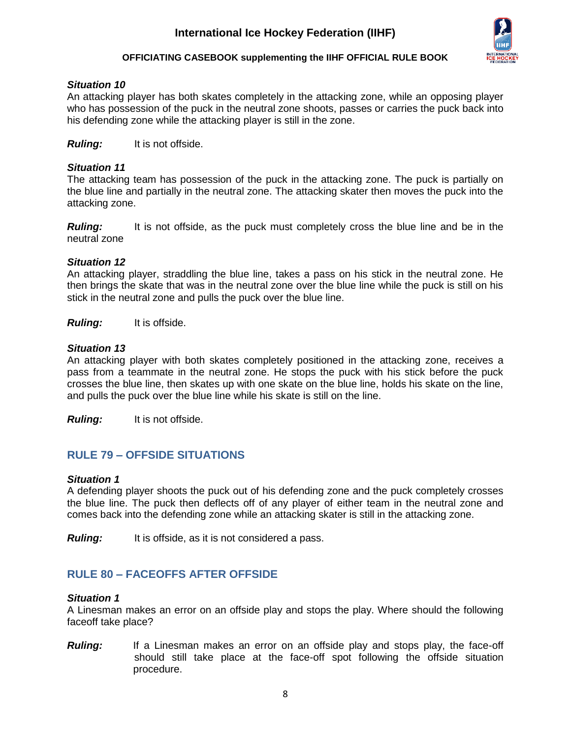***Situation 10***
An attacking player has both skates completely in the attacking zone, while an opposing player who has possession of the puck in the neutral zone shoots, passes or carries the puck back into his defending zone while the attacking player is still in the zone.

***Ruling:*** It is not offside.

***Situation 11***
The attacking team has possession of the puck in the attacking zone. The puck is partially on the blue line and partially in the neutral zone. The attacking skater then moves the puck into the attacking zone.

***Ruling:*** It is not offside, as the puck must completely cross the blue line and be in the neutral zone

***Situation 12***
An attacking player, straddling the blue line, takes a pass on his stick in the neutral zone. He then brings the skate that was in the neutral zone over the blue line while the puck is still on his stick in the neutral zone and pulls the puck over the blue line.

***Ruling:*** It is offside.

***Situation 13***
An attacking player with both skates completely positioned in the attacking zone, receives a pass from a teammate in the neutral zone. He stops the puck with his stick before the puck crosses the blue line, then skates up with one skate on the blue line, holds his skate on the line, and pulls the puck over the blue line while his skate is still on the line.

***Ruling:*** It is not offside.

## RULE 79 – OFFSIDE SITUATIONS

***Situation 1***
A defending player shoots the puck out of his defending zone and the puck completely crosses the blue line. The puck then deflects off of any player of either team in the neutral zone and comes back into the defending zone while an attacking skater is still in the attacking zone.

***Ruling:*** It is offside, as it is not considered a pass.

## RULE 80 – FACEOFFS AFTER OFFSIDE

***Situation 1***
A Linesman makes an error on an offside play and stops the play. Where should the following faceoff take place?

***Ruling:*** If a Linesman makes an error on an offside play and stops play, the face-off should still take place at the face-off spot following the offside situation procedure.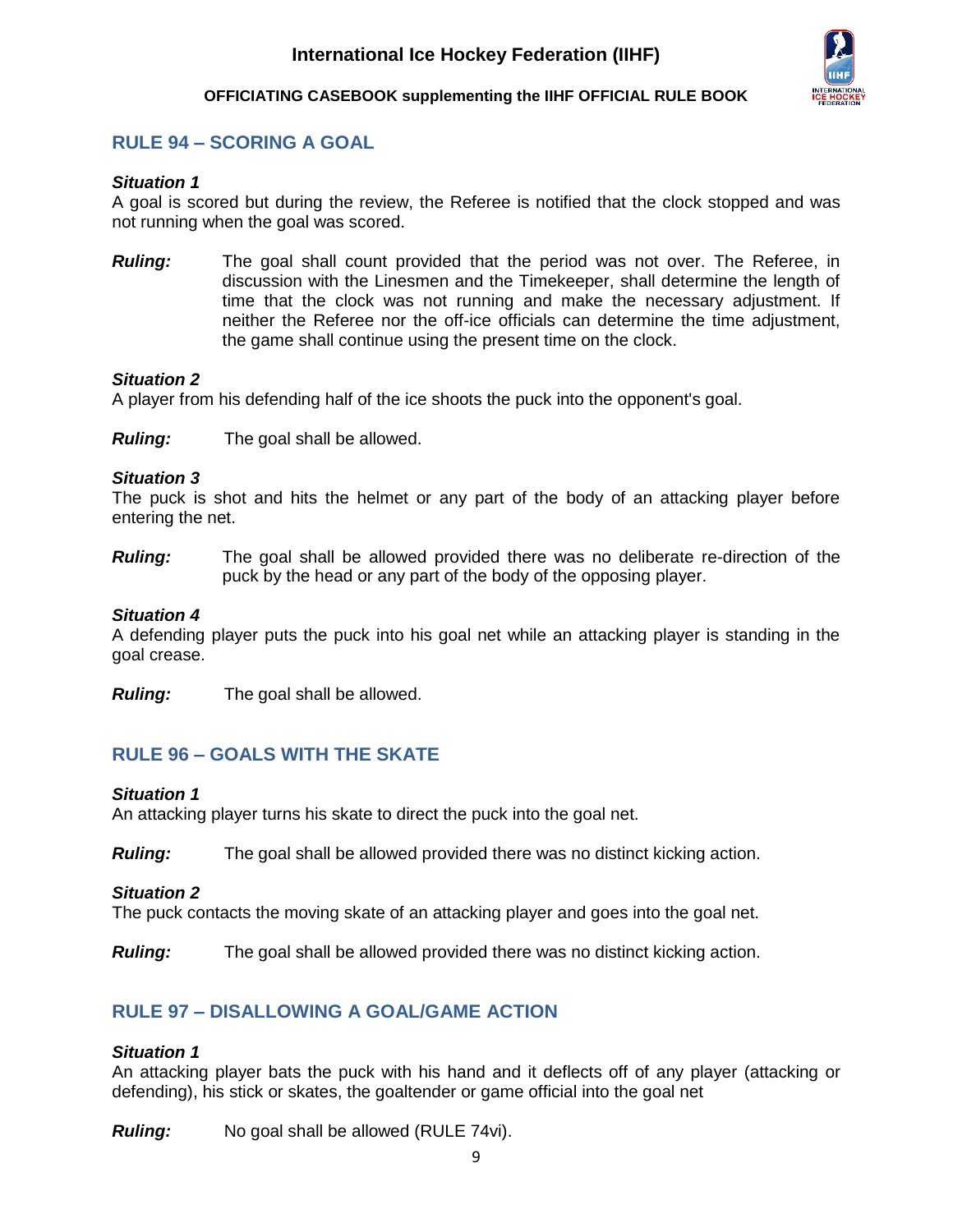## RULE 94 – SCORING A GOAL

***Situation 1***

A goal is scored but during the review, the Referee is notified that the clock stopped and was not running when the goal was scored.

***Ruling:*** The goal shall count provided that the period was not over. The Referee, in discussion with the Linesmen and the Timekeeper, shall determine the length of time that the clock was not running and make the necessary adjustment. If neither the Referee nor the off-ice officials can determine the time adjustment, the game shall continue using the present time on the clock.

***Situation 2***

A player from his defending half of the ice shoots the puck into the opponent's goal.

***Ruling:*** The goal shall be allowed.

***Situation 3***

The puck is shot and hits the helmet or any part of the body of an attacking player before entering the net.

***Ruling:*** The goal shall be allowed provided there was no deliberate re-direction of the puck by the head or any part of the body of the opposing player.

***Situation 4***

A defending player puts the puck into his goal net while an attacking player is standing in the goal crease.

***Ruling:*** The goal shall be allowed.

## RULE 96 – GOALS WITH THE SKATE

***Situation 1***

An attacking player turns his skate to direct the puck into the goal net.

***Ruling:*** The goal shall be allowed provided there was no distinct kicking action.

***Situation 2***

The puck contacts the moving skate of an attacking player and goes into the goal net.

***Ruling:*** The goal shall be allowed provided there was no distinct kicking action.

## RULE 97 – DISALLOWING A GOAL/GAME ACTION

***Situation 1***

An attacking player bats the puck with his hand and it deflects off of any player (attacking or defending), his stick or skates, the goaltender or game official into the goal net

***Ruling:*** No goal shall be allowed (RULE 74vi).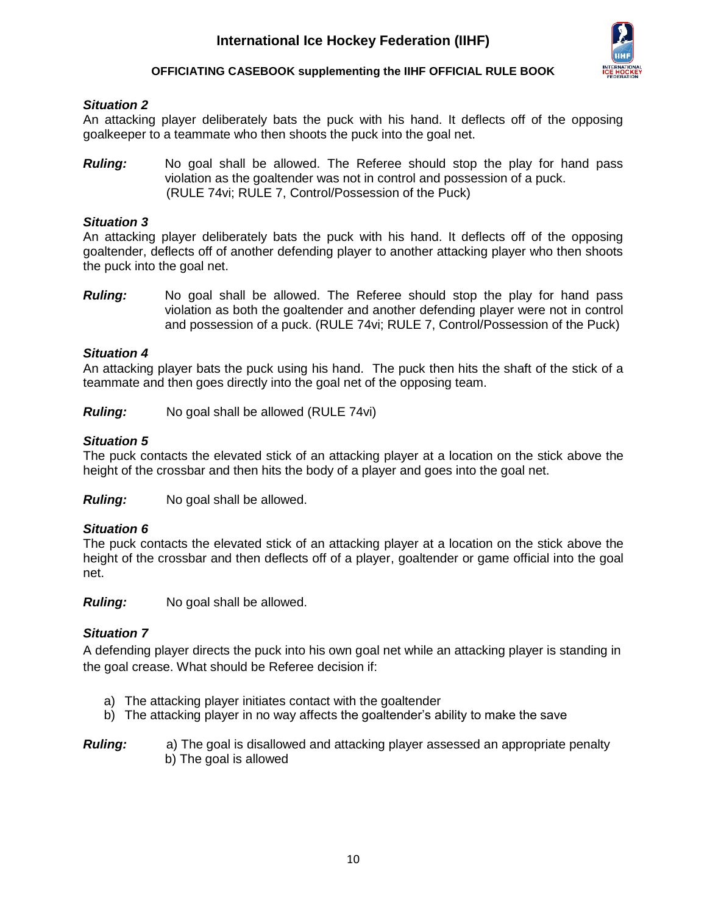### *Situation 2*

An attacking player deliberately bats the puck with his hand. It deflects off of the opposing goalkeeper to a teammate who then shoots the puck into the goal net.

***Ruling:*** No goal shall be allowed. The Referee should stop the play for hand pass violation as the goaltender was not in control and possession of a puck. (RULE 74vi; RULE 7, Control/Possession of the Puck)

### *Situation 3*

An attacking player deliberately bats the puck with his hand. It deflects off of the opposing goaltender, deflects off of another defending player to another attacking player who then shoots the puck into the goal net.

***Ruling:*** No goal shall be allowed. The Referee should stop the play for hand pass violation as both the goaltender and another defending player were not in control and possession of a puck. (RULE 74vi; RULE 7, Control/Possession of the Puck)

### *Situation 4*

An attacking player bats the puck using his hand. The puck then hits the shaft of the stick of a teammate and then goes directly into the goal net of the opposing team.

***Ruling:*** No goal shall be allowed (RULE 74vi)

### *Situation 5*

The puck contacts the elevated stick of an attacking player at a location on the stick above the height of the crossbar and then hits the body of a player and goes into the goal net.

***Ruling:*** No goal shall be allowed.

### *Situation 6*

The puck contacts the elevated stick of an attacking player at a location on the stick above the height of the crossbar and then deflects off of a player, goaltender or game official into the goal net.

***Ruling:*** No goal shall be allowed.

### *Situation 7*

A defending player directs the puck into his own goal net while an attacking player is standing in the goal crease. What should be Referee decision if:

a) The attacking player initiates contact with the goaltender
b) The attacking player in no way affects the goaltender's ability to make the save

***Ruling:*** a) The goal is disallowed and attacking player assessed an appropriate penalty
b) The goal is allowed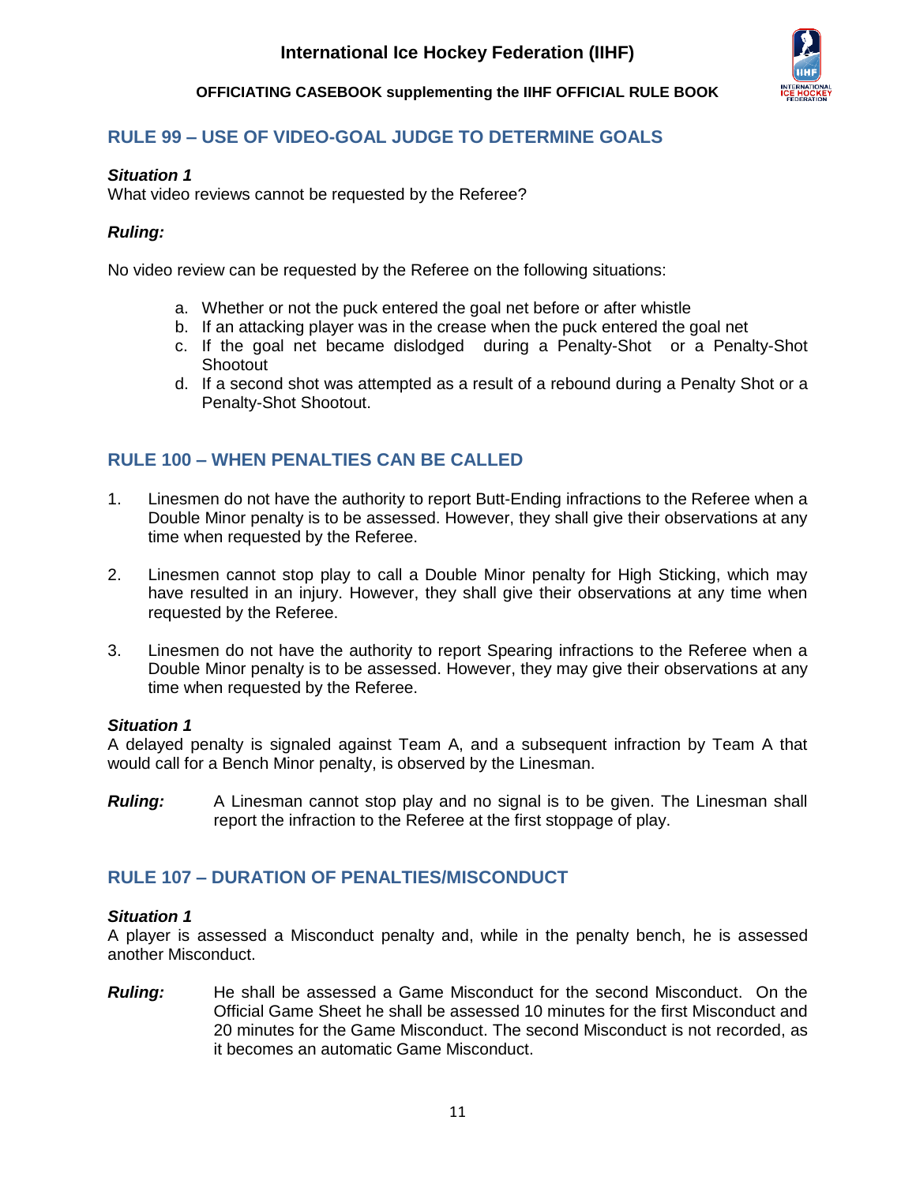## RULE 99 – USE OF VIDEO-GOAL JUDGE TO DETERMINE GOALS

***Situation 1***

What video reviews cannot be requested by the Referee?

***Ruling:***

No video review can be requested by the Referee on the following situations:

a. Whether or not the puck entered the goal net before or after whistle
b. If an attacking player was in the crease when the puck entered the goal net
c. If the goal net became dislodged during a Penalty-Shot or a Penalty-Shot Shootout
d. If a second shot was attempted as a result of a rebound during a Penalty Shot or a Penalty-Shot Shootout.

## RULE 100 – WHEN PENALTIES CAN BE CALLED

1. Linesmen do not have the authority to report Butt-Ending infractions to the Referee when a Double Minor penalty is to be assessed. However, they shall give their observations at any time when requested by the Referee.

2. Linesmen cannot stop play to call a Double Minor penalty for High Sticking, which may have resulted in an injury. However, they shall give their observations at any time when requested by the Referee.

3. Linesmen do not have the authority to report Spearing infractions to the Referee when a Double Minor penalty is to be assessed. However, they may give their observations at any time when requested by the Referee.

***Situation 1***

A delayed penalty is signaled against Team A, and a subsequent infraction by Team A that would call for a Bench Minor penalty, is observed by the Linesman.

***Ruling:*** A Linesman cannot stop play and no signal is to be given. The Linesman shall report the infraction to the Referee at the first stoppage of play.

## RULE 107 – DURATION OF PENALTIES/MISCONDUCT

***Situation 1***

A player is assessed a Misconduct penalty and, while in the penalty bench, he is assessed another Misconduct.

***Ruling:*** He shall be assessed a Game Misconduct for the second Misconduct. On the Official Game Sheet he shall be assessed 10 minutes for the first Misconduct and 20 minutes for the Game Misconduct. The second Misconduct is not recorded, as it becomes an automatic Game Misconduct.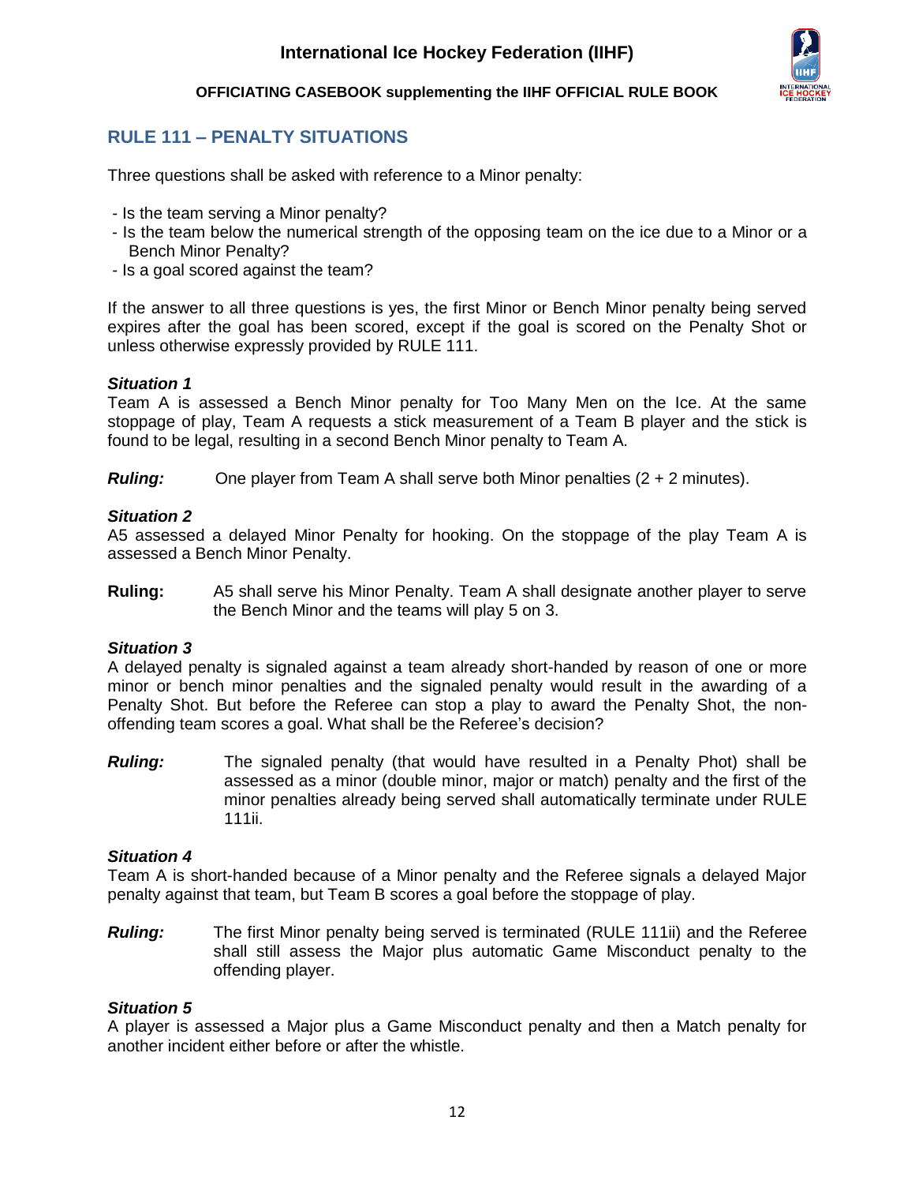## RULE 111 – PENALTY SITUATIONS

Three questions shall be asked with reference to a Minor penalty:

- Is the team serving a Minor penalty?
- Is the team below the numerical strength of the opposing team on the ice due to a Minor or a Bench Minor Penalty?
- Is a goal scored against the team?

If the answer to all three questions is yes, the first Minor or Bench Minor penalty being served expires after the goal has been scored, except if the goal is scored on the Penalty Shot or unless otherwise expressly provided by RULE 111.

***Situation 1***
Team A is assessed a Bench Minor penalty for Too Many Men on the Ice. At the same stoppage of play, Team A requests a stick measurement of a Team B player and the stick is found to be legal, resulting in a second Bench Minor penalty to Team A.

***Ruling:*** One player from Team A shall serve both Minor penalties (2 + 2 minutes).

***Situation 2***
A5 assessed a delayed Minor Penalty for hooking. On the stoppage of the play Team A is assessed a Bench Minor Penalty.

**Ruling:** A5 shall serve his Minor Penalty. Team A shall designate another player to serve the Bench Minor and the teams will play 5 on 3.

***Situation 3***
A delayed penalty is signaled against a team already short-handed by reason of one or more minor or bench minor penalties and the signaled penalty would result in the awarding of a Penalty Shot. But before the Referee can stop a play to award the Penalty Shot, the non-offending team scores a goal. What shall be the Referee's decision?

***Ruling:*** The signaled penalty (that would have resulted in a Penalty Phot) shall be assessed as a minor (double minor, major or match) penalty and the first of the minor penalties already being served shall automatically terminate under RULE 111ii.

***Situation 4***
Team A is short-handed because of a Minor penalty and the Referee signals a delayed Major penalty against that team, but Team B scores a goal before the stoppage of play.

***Ruling:*** The first Minor penalty being served is terminated (RULE 111ii) and the Referee shall still assess the Major plus automatic Game Misconduct penalty to the offending player.

***Situation 5***
A player is assessed a Major plus a Game Misconduct penalty and then a Match penalty for another incident either before or after the whistle.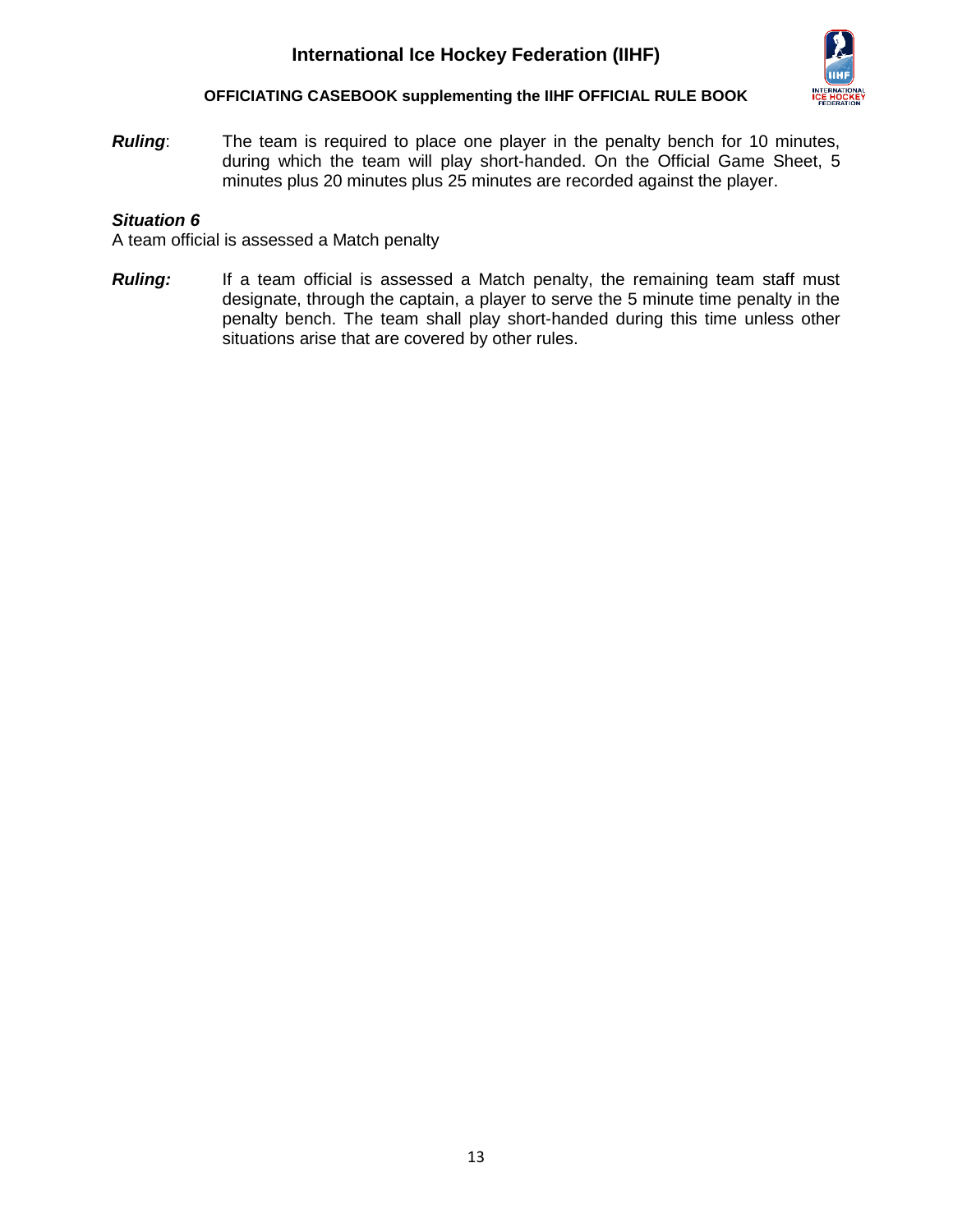***Ruling***: The team is required to place one player in the penalty bench for 10 minutes, during which the team will play short-handed. On the Official Game Sheet, 5 minutes plus 20 minutes plus 25 minutes are recorded against the player.

***Situation 6***

A team official is assessed a Match penalty

***Ruling:*** If a team official is assessed a Match penalty, the remaining team staff must designate, through the captain, a player to serve the 5 minute time penalty in the penalty bench. The team shall play short-handed during this time unless other situations arise that are covered by other rules.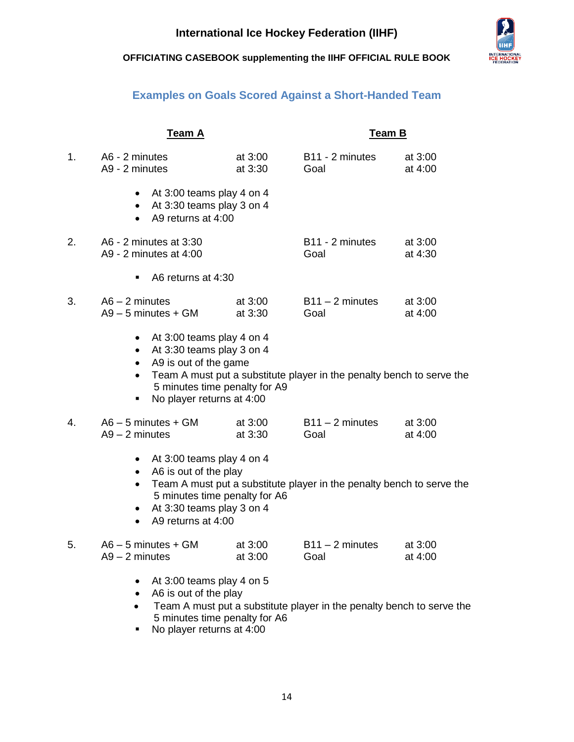## Examples on Goals Scored Against a Short-Handed Team

| | Team A | | Team B | |
|---|---|---|---|---|
| 1. | A6 - 2 minutes | at 3:00 | B11 - 2 minutes | at 3:00 |
| | A9 - 2 minutes | at 3:30 | Goal | at 4:00 |

- At 3:00 teams play 4 on 4
- At 3:30 teams play 3 on 4
- A9 returns at 4:00

| | | | | |
|---|---|---|---|---|
| 2. | A6 - 2 minutes at 3:30 | | B11 - 2 minutes | at 3:00 |
| | A9 - 2 minutes at 4:00 | | Goal | at 4:30 |

- A6 returns at 4:30

| | | | | |
|---|---|---|---|---|
| 3. | A6 – 2 minutes | at 3:00 | B11 – 2 minutes | at 3:00 |
| | A9 – 5 minutes + GM | at 3:30 | Goal | at 4:00 |

- At 3:00 teams play 4 on 4
- At 3:30 teams play 3 on 4
- A9 is out of the game
- Team A must put a substitute player in the penalty bench to serve the 5 minutes time penalty for A9
- No player returns at 4:00

| | | | | |
|---|---|---|---|---|
| 4. | A6 – 5 minutes + GM | at 3:00 | B11 – 2 minutes | at 3:00 |
| | A9 – 2 minutes | at 3:30 | Goal | at 4:00 |

- At 3:00 teams play 4 on 4
- A6 is out of the play
- Team A must put a substitute player in the penalty bench to serve the 5 minutes time penalty for A6
- At 3:30 teams play 3 on 4
- A9 returns at 4:00

| | | | | |
|---|---|---|---|---|
| 5. | A6 – 5 minutes + GM | at 3:00 | B11 – 2 minutes | at 3:00 |
| | A9 – 2 minutes | at 3:00 | Goal | at 4:00 |

- At 3:00 teams play 4 on 5
- A6 is out of the play
- Team A must put a substitute player in the penalty bench to serve the 5 minutes time penalty for A6
- No player returns at 4:00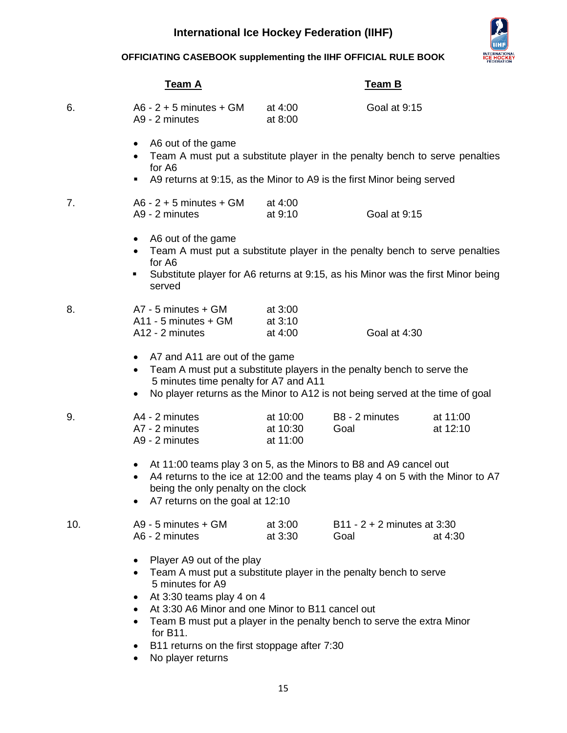| | Team A | | Team B | |
|---|---|---|---|---|
| 6. | A6 - 2 + 5 minutes + GM | at 4:00 | Goal at 9:15 | |
| | A9 - 2 minutes | at 8:00 | | |

- A6 out of the game
- Team A must put a substitute player in the penalty bench to serve penalties for A6
- A9 returns at 9:15, as the Minor to A9 is the first Minor being served

| | Team A | | Team B | |
|---|---|---|---|---|
| 7. | A6 - 2 + 5 minutes + GM | at 4:00 | | |
| | A9 - 2 minutes | at 9:10 | Goal at 9:15 | |

- A6 out of the game
- Team A must put a substitute player in the penalty bench to serve penalties for A6
- Substitute player for A6 returns at 9:15, as his Minor was the first Minor being served

| | Team A | | Team B | |
|---|---|---|---|---|
| 8. | A7 - 5 minutes + GM | at 3:00 | | |
| | A11 - 5 minutes + GM | at 3:10 | | |
| | A12 - 2 minutes | at 4:00 | Goal at 4:30 | |

- A7 and A11 are out of the game
- Team A must put a substitute players in the penalty bench to serve the 5 minutes time penalty for A7 and A11
- No player returns as the Minor to A12 is not being served at the time of goal

| | Team A | | Team B | |
|---|---|---|---|---|
| 9. | A4 - 2 minutes | at 10:00 | B8 - 2 minutes | at 11:00 |
| | A7 - 2 minutes | at 10:30 | Goal | at 12:10 |
| | A9 - 2 minutes | at 11:00 | | |

- At 11:00 teams play 3 on 5, as the Minors to B8 and A9 cancel out
- A4 returns to the ice at 12:00 and the teams play 4 on 5 with the Minor to A7 being the only penalty on the clock
- A7 returns on the goal at 12:10

| | Team A | | Team B | |
|---|---|---|---|---|
| 10. | A9 - 5 minutes + GM | at 3:00 | B11 - 2 + 2 minutes | at 3:30 |
| | A6 - 2 minutes | at 3:30 | Goal | at 4:30 |

- Player A9 out of the play
- Team A must put a substitute player in the penalty bench to serve 5 minutes for A9
- At 3:30 teams play 4 on 4
- At 3:30 A6 Minor and one Minor to B11 cancel out
- Team B must put a player in the penalty bench to serve the extra Minor for B11.
- B11 returns on the first stoppage after 7:30
- No player returns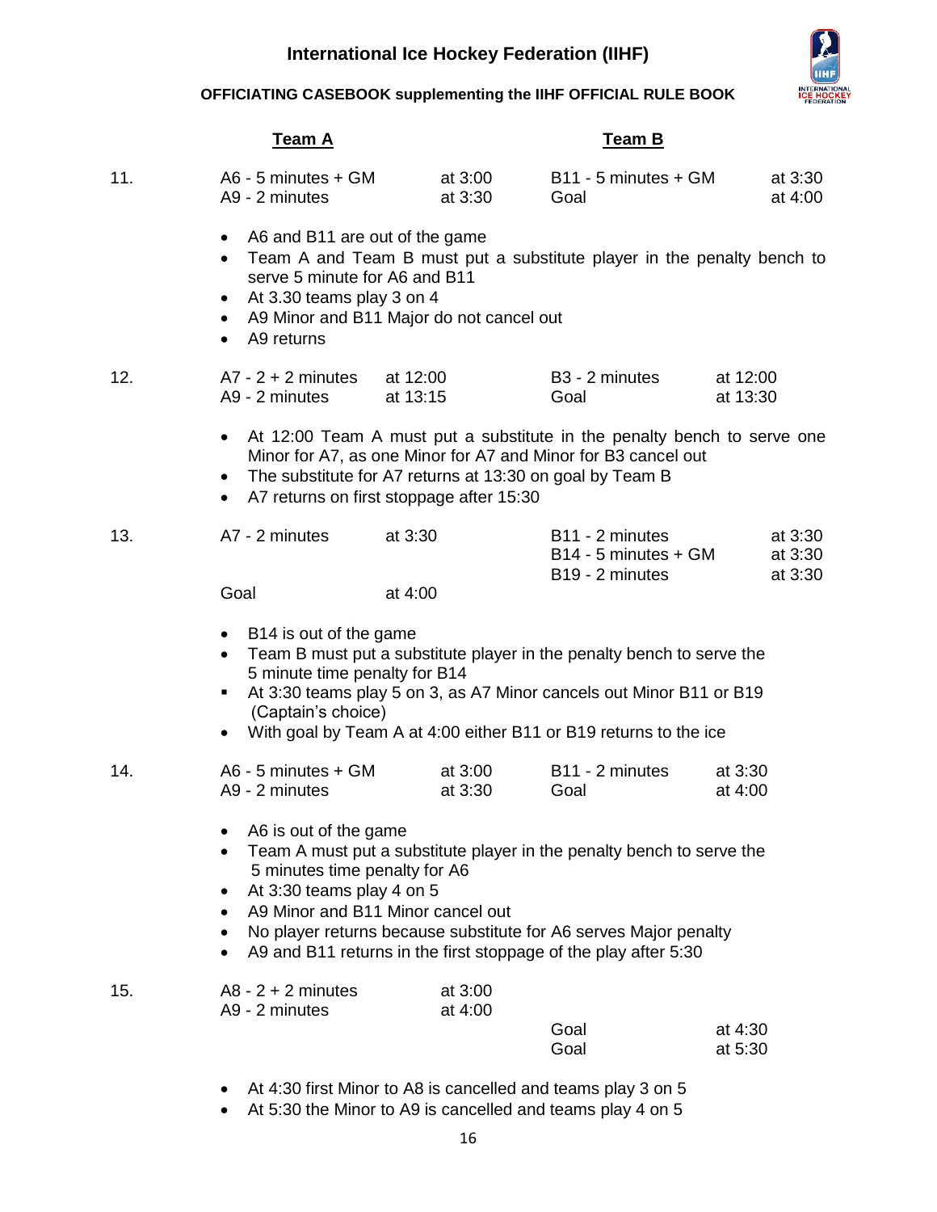| | Team A | | Team B | |
|---|---|---|---|---|
| 11. | A6 - 5 minutes + GM | at 3:00 | B11 - 5 minutes + GM | at 3:30 |
| | A9 - 2 minutes | at 3:30 | Goal | at 4:00 |

- A6 and B11 are out of the game
- Team A and Team B must put a substitute player in the penalty bench to serve 5 minute for A6 and B11
- At 3.30 teams play 3 on 4
- A9 Minor and B11 Major do not cancel out
- A9 returns

| | Team A | | Team B | |
|---|---|---|---|---|
| 12. | A7 - 2 + 2 minutes | at 12:00 | B3 - 2 minutes | at 12:00 |
| | A9 - 2 minutes | at 13:15 | Goal | at 13:30 |

- At 12:00 Team A must put a substitute in the penalty bench to serve one Minor for A7, as one Minor for A7 and Minor for B3 cancel out
- The substitute for A7 returns at 13:30 on goal by Team B
- A7 returns on first stoppage after 15:30

| | Team A | | Team B | |
|---|---|---|---|---|
| 13. | A7 - 2 minutes | at 3:30 | B11 - 2 minutes | at 3:30 |
| | | | B14 - 5 minutes + GM | at 3:30 |
| | | | B19 - 2 minutes | at 3:30 |
| | Goal | at 4:00 | | |

- B14 is out of the game
- Team B must put a substitute player in the penalty bench to serve the 5 minute time penalty for B14
- At 3:30 teams play 5 on 3, as A7 Minor cancels out Minor B11 or B19 (Captain's choice)
- With goal by Team A at 4:00 either B11 or B19 returns to the ice

| | Team A | | Team B | |
|---|---|---|---|---|
| 14. | A6 - 5 minutes + GM | at 3:00 | B11 - 2 minutes | at 3:30 |
| | A9 - 2 minutes | at 3:30 | Goal | at 4:00 |

- A6 is out of the game
- Team A must put a substitute player in the penalty bench to serve the 5 minutes time penalty for A6
- At 3:30 teams play 4 on 5
- A9 Minor and B11 Minor cancel out
- No player returns because substitute for A6 serves Major penalty
- A9 and B11 returns in the first stoppage of the play after 5:30

| | Team A | | Team B | |
|---|---|---|---|---|
| 15. | A8 - 2 + 2 minutes | at 3:00 | | |
| | A9 - 2 minutes | at 4:00 | | |
| | | | Goal | at 4:30 |
| | | | Goal | at 5:30 |

- At 4:30 first Minor to A8 is cancelled and teams play 3 on 5
- At 5:30 the Minor to A9 is cancelled and teams play 4 on 5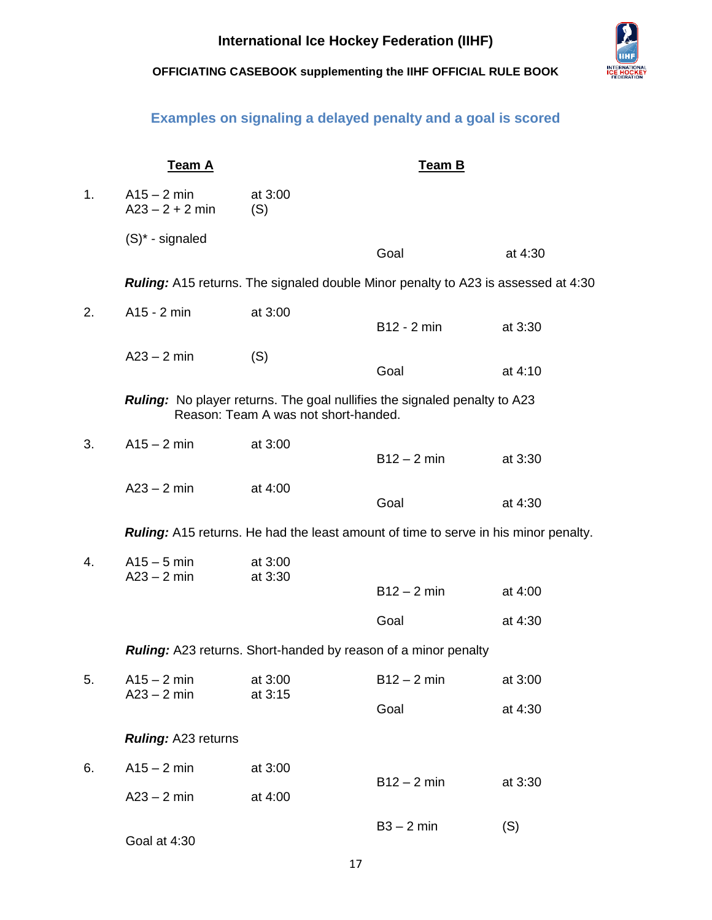## Examples on signaling a delayed penalty and a goal is scored

| | Team A | | Team B | |
|---|---|---|---|---|
| 1. | A15 – 2 min | at 3:00 | | |
| | A23 – 2 + 2 min | (S) | | |
| | (S)* - signaled | | | |
| | | | Goal | at 4:30 |

***Ruling:*** A15 returns. The signaled double Minor penalty to A23 is assessed at 4:30

| | Team A | | Team B | |
|---|---|---|---|---|
| 2. | A15 - 2 min | at 3:00 | | |
| | | | B12 - 2 min | at 3:30 |
| | A23 – 2 min | (S) | | |
| | | | Goal | at 4:10 |

***Ruling:*** No player returns. The goal nullifies the signaled penalty to A23
Reason: Team A was not short-handed.

| | Team A | | Team B | |
|---|---|---|---|---|
| 3. | A15 – 2 min | at 3:00 | | |
| | | | B12 – 2 min | at 3:30 |
| | A23 – 2 min | at 4:00 | | |
| | | | Goal | at 4:30 |

***Ruling:*** A15 returns. He had the least amount of time to serve in his minor penalty.

| | Team A | | Team B | |
|---|---|---|---|---|
| 4. | A15 – 5 min | at 3:00 | | |
| | A23 – 2 min | at 3:30 | | |
| | | | B12 – 2 min | at 4:00 |
| | | | Goal | at 4:30 |

***Ruling:*** A23 returns. Short-handed by reason of a minor penalty

| | Team A | | Team B | |
|---|---|---|---|---|
| 5. | A15 – 2 min | at 3:00 | B12 – 2 min | at 3:00 |
| | A23 – 2 min | at 3:15 | | |
| | | | Goal | at 4:30 |

***Ruling:*** A23 returns

| | Team A | | Team B | |
|---|---|---|---|---|
| 6. | A15 – 2 min | at 3:00 | | |
| | | | B12 – 2 min | at 3:30 |
| | A23 – 2 min | at 4:00 | | |
| | | | B3 – 2 min | (S) |
| | Goal at 4:30 | | | |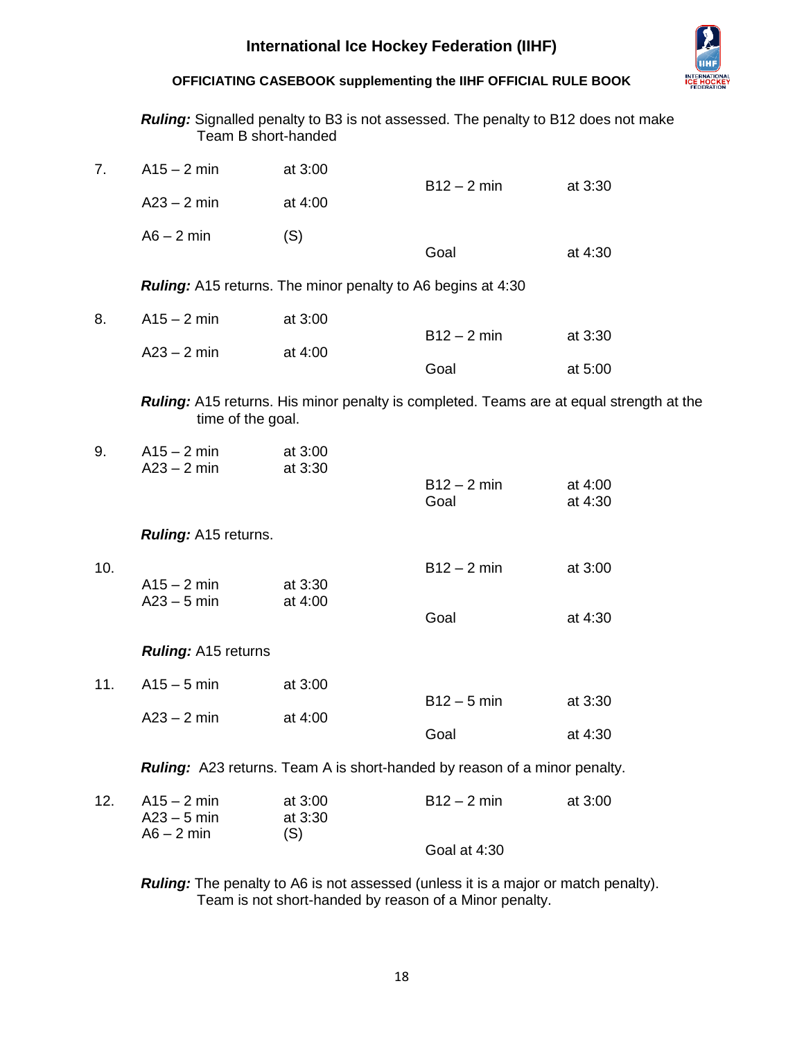***Ruling:*** Signalled penalty to B3 is not assessed. The penalty to B12 does not make Team B short-handed

7.

| Team A | Time | Team B | Time |
|---|---|---|---|
| A15 – 2 min | at 3:00 | | |
| | | B12 – 2 min | at 3:30 |
| A23 – 2 min | at 4:00 | | |
| A6 – 2 min | (S) | | |
| | | Goal | at 4:30 |

***Ruling:*** A15 returns. The minor penalty to A6 begins at 4:30

8.

| Team A | Time | Team B | Time |
|---|---|---|---|
| A15 – 2 min | at 3:00 | | |
| | | B12 – 2 min | at 3:30 |
| A23 – 2 min | at 4:00 | | |
| | | Goal | at 5:00 |

***Ruling:*** A15 returns. His minor penalty is completed. Teams are at equal strength at the time of the goal.

9.

| Team A | Time | Team B | Time |
|---|---|---|---|
| A15 – 2 min | at 3:00 | | |
| A23 – 2 min | at 3:30 | | |
| | | B12 – 2 min | at 4:00 |
| | | Goal | at 4:30 |

***Ruling:*** A15 returns.

10.

| Team A | Time | Team B | Time |
|---|---|---|---|
| | | B12 – 2 min | at 3:00 |
| A15 – 2 min | at 3:30 | | |
| A23 – 5 min | at 4:00 | | |
| | | Goal | at 4:30 |

***Ruling:*** A15 returns

11.

| Team A | Time | Team B | Time |
|---|---|---|---|
| A15 – 5 min | at 3:00 | | |
| | | B12 – 5 min | at 3:30 |
| A23 – 2 min | at 4:00 | | |
| | | Goal | at 4:30 |

***Ruling:*** A23 returns. Team A is short-handed by reason of a minor penalty.

12.

| Team A | Time | Team B | Time |
|---|---|---|---|
| A15 – 2 min | at 3:00 | B12 – 2 min | at 3:00 |
| A23 – 5 min | at 3:30 | | |
| A6 – 2 min | (S) | | |
| | | Goal at 4:30 | |

***Ruling:*** The penalty to A6 is not assessed (unless it is a major or match penalty). Team is not short-handed by reason of a Minor penalty.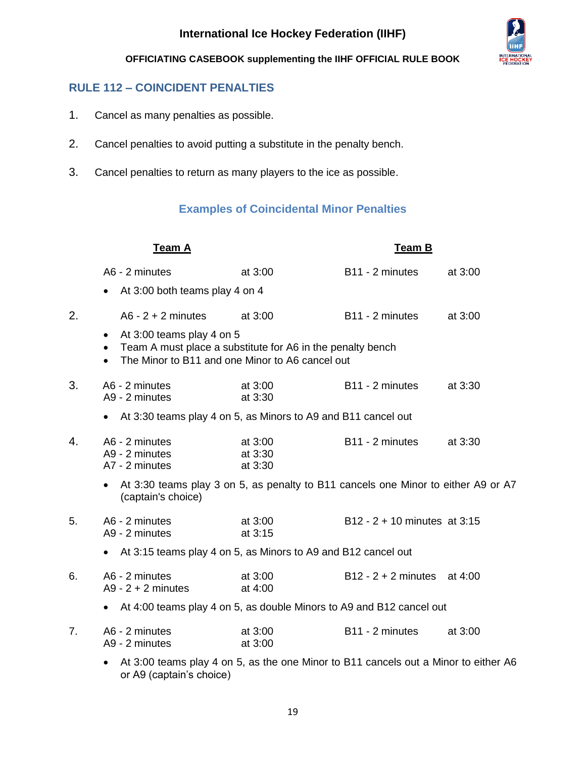## RULE 112 – COINCIDENT PENALTIES

1. Cancel as many penalties as possible.
2. Cancel penalties to avoid putting a substitute in the penalty bench.
3. Cancel penalties to return as many players to the ice as possible.

### Examples of Coincidental Minor Penalties

| | Team A | | Team B | |
|---|---|---|---|---|
| | A6 - 2 minutes | at 3:00 | B11 - 2 minutes | at 3:00 |

- At 3:00 both teams play 4 on 4

| | | | | |
|---|---|---|---|---|
| 2. | A6 - 2 + 2 minutes | at 3:00 | B11 - 2 minutes | at 3:00 |

- At 3:00 teams play 4 on 5
- Team A must place a substitute for A6 in the penalty bench
- The Minor to B11 and one Minor to A6 cancel out

| | | | | |
|---|---|---|---|---|
| 3. | A6 - 2 minutes<br>A9 - 2 minutes | at 3:00<br>at 3:30 | B11 - 2 minutes | at 3:30 |

- At 3:30 teams play 4 on 5, as Minors to A9 and B11 cancel out

| | | | | |
|---|---|---|---|---|
| 4. | A6 - 2 minutes<br>A9 - 2 minutes<br>A7 - 2 minutes | at 3:00<br>at 3:30<br>at 3:30 | B11 - 2 minutes | at 3:30 |

- At 3:30 teams play 3 on 5, as penalty to B11 cancels one Minor to either A9 or A7 (captain's choice)

| | | | | |
|---|---|---|---|---|
| 5. | A6 - 2 minutes<br>A9 - 2 minutes | at 3:00<br>at 3:15 | B12 - 2 + 10 minutes | at 3:15 |

- At 3:15 teams play 4 on 5, as Minors to A9 and B12 cancel out

| | | | | |
|---|---|---|---|---|
| 6. | A6 - 2 minutes<br>A9 - 2 + 2 minutes | at 3:00<br>at 4:00 | B12 - 2 + 2 minutes | at 4:00 |

- At 4:00 teams play 4 on 5, as double Minors to A9 and B12 cancel out

| | | | | |
|---|---|---|---|---|
| 7. | A6 - 2 minutes<br>A9 - 2 minutes | at 3:00<br>at 3:00 | B11 - 2 minutes | at 3:00 |

- At 3:00 teams play 4 on 5, as the one Minor to B11 cancels out a Minor to either A6 or A9 (captain's choice)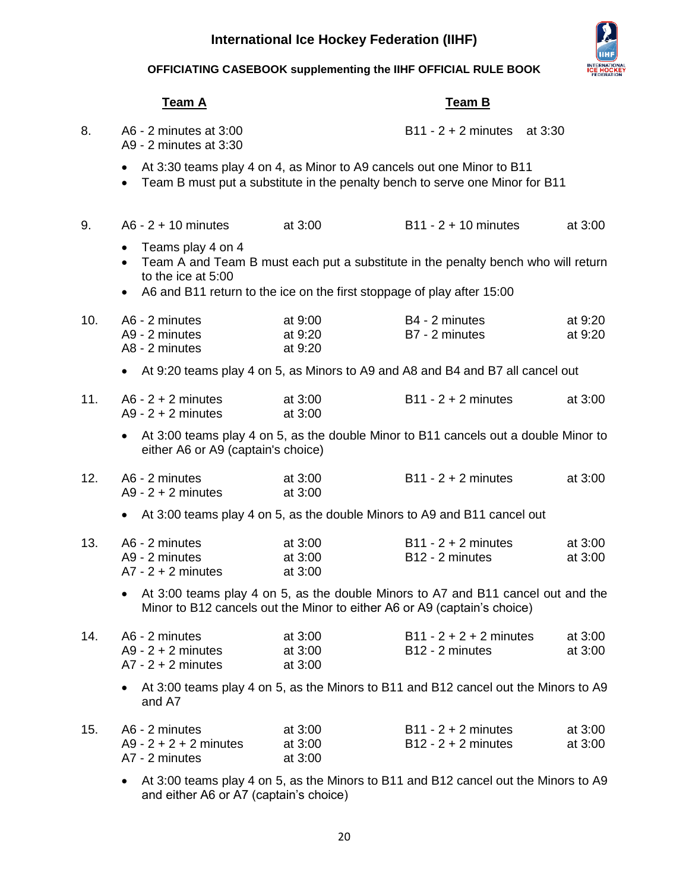| | Team A | | Team B | |
|---|---|---|---|---|
| 8. | A6 - 2 minutes at 3:00<br>A9 - 2 minutes at 3:30 | | B11 - 2 + 2 minutes at 3:30 | |

- At 3:30 teams play 4 on 4, as Minor to A9 cancels out one Minor to B11
- Team B must put a substitute in the penalty bench to serve one Minor for B11

| | | | | |
|---|---|---|---|---|
| 9. | A6 - 2 + 10 minutes | at 3:00 | B11 - 2 + 10 minutes | at 3:00 |

- Teams play 4 on 4
- Team A and Team B must each put a substitute in the penalty bench who will return to the ice at 5:00
- A6 and B11 return to the ice on the first stoppage of play after 15:00

| | | | | |
|---|---|---|---|---|
| 10. | A6 - 2 minutes<br>A9 - 2 minutes<br>A8 - 2 minutes | at 9:00<br>at 9:20<br>at 9:20 | B4 - 2 minutes<br>B7 - 2 minutes | at 9:20<br>at 9:20 |

- At 9:20 teams play 4 on 5, as Minors to A9 and A8 and B4 and B7 all cancel out

| | | | | |
|---|---|---|---|---|
| 11. | A6 - 2 + 2 minutes<br>A9 - 2 + 2 minutes | at 3:00<br>at 3:00 | B11 - 2 + 2 minutes | at 3:00 |

- At 3:00 teams play 4 on 5, as the double Minor to B11 cancels out a double Minor to either A6 or A9 (captain's choice)

| | | | | |
|---|---|---|---|---|
| 12. | A6 - 2 minutes<br>A9 - 2 + 2 minutes | at 3:00<br>at 3:00 | B11 - 2 + 2 minutes | at 3:00 |

- At 3:00 teams play 4 on 5, as the double Minors to A9 and B11 cancel out

| | | | | |
|---|---|---|---|---|
| 13. | A6 - 2 minutes<br>A9 - 2 minutes<br>A7 - 2 + 2 minutes | at 3:00<br>at 3:00<br>at 3:00 | B11 - 2 + 2 minutes<br>B12 - 2 minutes | at 3:00<br>at 3:00 |

- At 3:00 teams play 4 on 5, as the double Minors to A7 and B11 cancel out and the Minor to B12 cancels out the Minor to either A6 or A9 (captain's choice)

| | | | | |
|---|---|---|---|---|
| 14. | A6 - 2 minutes<br>A9 - 2 + 2 minutes<br>A7 - 2 + 2 minutes | at 3:00<br>at 3:00<br>at 3:00 | B11 - 2 + 2 + 2 minutes<br>B12 - 2 minutes | at 3:00<br>at 3:00 |

- At 3:00 teams play 4 on 5, as the Minors to B11 and B12 cancel out the Minors to A9 and A7

| | | | | |
|---|---|---|---|---|
| 15. | A6 - 2 minutes<br>A9 - 2 + 2 + 2 minutes<br>A7 - 2 minutes | at 3:00<br>at 3:00<br>at 3:00 | B11 - 2 + 2 minutes<br>B12 - 2 + 2 minutes | at 3:00<br>at 3:00 |

- At 3:00 teams play 4 on 5, as the Minors to B11 and B12 cancel out the Minors to A9 and either A6 or A7 (captain's choice)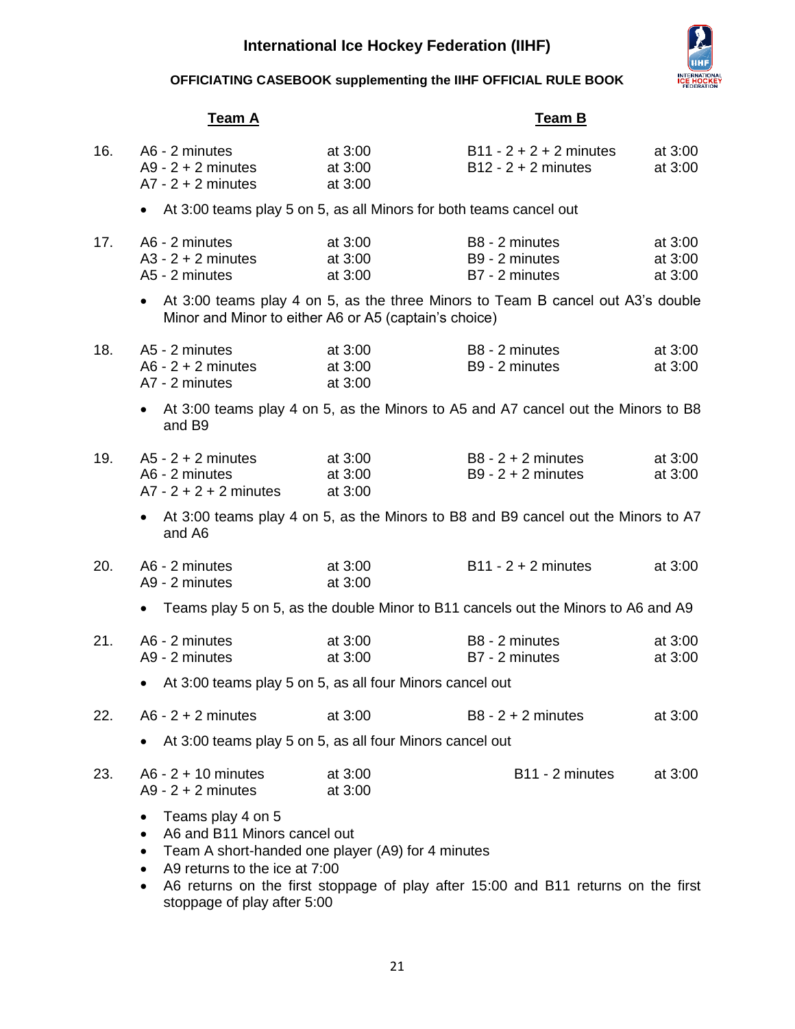| | Team A | | Team B | |
|---|---|---|---|---|
| 16. | A6 - 2 minutes<br>A9 - 2 + 2 minutes<br>A7 - 2 + 2 minutes | at 3:00<br>at 3:00<br>at 3:00 | B11 - 2 + 2 + 2 minutes<br>B12 - 2 + 2 minutes | at 3:00<br>at 3:00 |

- At 3:00 teams play 5 on 5, as all Minors for both teams cancel out

| | Team A | | Team B | |
|---|---|---|---|---|
| 17. | A6 - 2 minutes<br>A3 - 2 + 2 minutes<br>A5 - 2 minutes | at 3:00<br>at 3:00<br>at 3:00 | B8 - 2 minutes<br>B9 - 2 minutes<br>B7 - 2 minutes | at 3:00<br>at 3:00<br>at 3:00 |

- At 3:00 teams play 4 on 5, as the three Minors to Team B cancel out A3's double Minor and Minor to either A6 or A5 (captain's choice)

| | Team A | | Team B | |
|---|---|---|---|---|
| 18. | A5 - 2 minutes<br>A6 - 2 + 2 minutes<br>A7 - 2 minutes | at 3:00<br>at 3:00<br>at 3:00 | B8 - 2 minutes<br>B9 - 2 minutes | at 3:00<br>at 3:00 |

- At 3:00 teams play 4 on 5, as the Minors to A5 and A7 cancel out the Minors to B8 and B9

| | Team A | | Team B | |
|---|---|---|---|---|
| 19. | A5 - 2 + 2 minutes<br>A6 - 2 minutes<br>A7 - 2 + 2 + 2 minutes | at 3:00<br>at 3:00<br>at 3:00 | B8 - 2 + 2 minutes<br>B9 - 2 + 2 minutes | at 3:00<br>at 3:00 |

- At 3:00 teams play 4 on 5, as the Minors to B8 and B9 cancel out the Minors to A7 and A6

| | Team A | | Team B | |
|---|---|---|---|---|
| 20. | A6 - 2 minutes<br>A9 - 2 minutes | at 3:00<br>at 3:00 | B11 - 2 + 2 minutes | at 3:00 |

- Teams play 5 on 5, as the double Minor to B11 cancels out the Minors to A6 and A9

| | Team A | | Team B | |
|---|---|---|---|---|
| 21. | A6 - 2 minutes<br>A9 - 2 minutes | at 3:00<br>at 3:00 | B8 - 2 minutes<br>B7 - 2 minutes | at 3:00<br>at 3:00 |

- At 3:00 teams play 5 on 5, as all four Minors cancel out

| | Team A | | Team B | |
|---|---|---|---|---|
| 22. | A6 - 2 + 2 minutes | at 3:00 | B8 - 2 + 2 minutes | at 3:00 |

- At 3:00 teams play 5 on 5, as all four Minors cancel out

| | Team A | | Team B | |
|---|---|---|---|---|
| 23. | A6 - 2 + 10 minutes<br>A9 - 2 + 2 minutes | at 3:00<br>at 3:00 | B11 - 2 minutes | at 3:00 |

- Teams play 4 on 5
- A6 and B11 Minors cancel out
- Team A short-handed one player (A9) for 4 minutes
- A9 returns to the ice at 7:00
- A6 returns on the first stoppage of play after 15:00 and B11 returns on the first stoppage of play after 5:00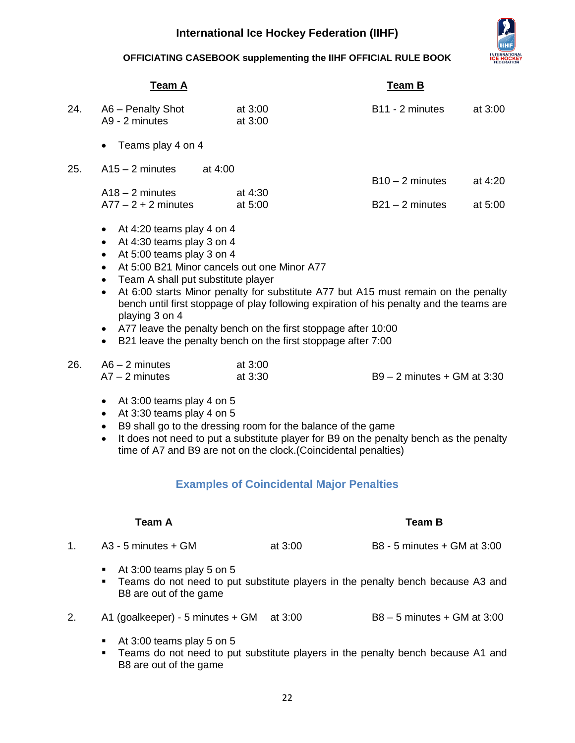| | Team A | | Team B | |
|---|---|---|---|---|
| 24. | A6 – Penalty Shot | at 3:00 | B11 - 2 minutes | at 3:00 |
| | A9 - 2 minutes | at 3:00 | | |

- Teams play 4 on 4

| | Team A | | Team B | |
|---|---|---|---|---|
| 25. | A15 – 2 minutes | at 4:00 | | |
| | | | B10 – 2 minutes | at 4:20 |
| | A18 – 2 minutes | at 4:30 | | |
| | A77 – 2 + 2 minutes | at 5:00 | B21 – 2 minutes | at 5:00 |

- At 4:20 teams play 4 on 4
- At 4:30 teams play 3 on 4
- At 5:00 teams play 3 on 4
- At 5:00 B21 Minor cancels out one Minor A77
- Team A shall put substitute player
- At 6:00 starts Minor penalty for substitute A77 but A15 must remain on the penalty bench until first stoppage of play following expiration of his penalty and the teams are playing 3 on 4
- A77 leave the penalty bench on the first stoppage after 10:00
- B21 leave the penalty bench on the first stoppage after 7:00

| | Team A | | Team B | |
|---|---|---|---|---|
| 26. | A6 – 2 minutes | at 3:00 | | |
| | A7 – 2 minutes | at 3:30 | B9 – 2 minutes + GM | at 3:30 |

- At 3:00 teams play 4 on 5
- At 3:30 teams play 4 on 5
- B9 shall go to the dressing room for the balance of the game
- It does not need to put a substitute player for B9 on the penalty bench as the penalty time of A7 and B9 are not on the clock.(Coincidental penalties)

## Examples of Coincidental Major Penalties

| | Team A | | Team B | |
|---|---|---|---|---|
| 1. | A3 - 5 minutes + GM | at 3:00 | B8 - 5 minutes + GM | at 3:00 |

- At 3:00 teams play 5 on 5
- Teams do not need to put substitute players in the penalty bench because A3 and B8 are out of the game

| | Team A | | Team B | |
|---|---|---|---|---|
| 2. | A1 (goalkeeper) - 5 minutes + GM | at 3:00 | B8 – 5 minutes + GM | at 3:00 |

- At 3:00 teams play 5 on 5
- Teams do not need to put substitute players in the penalty bench because A1 and B8 are out of the game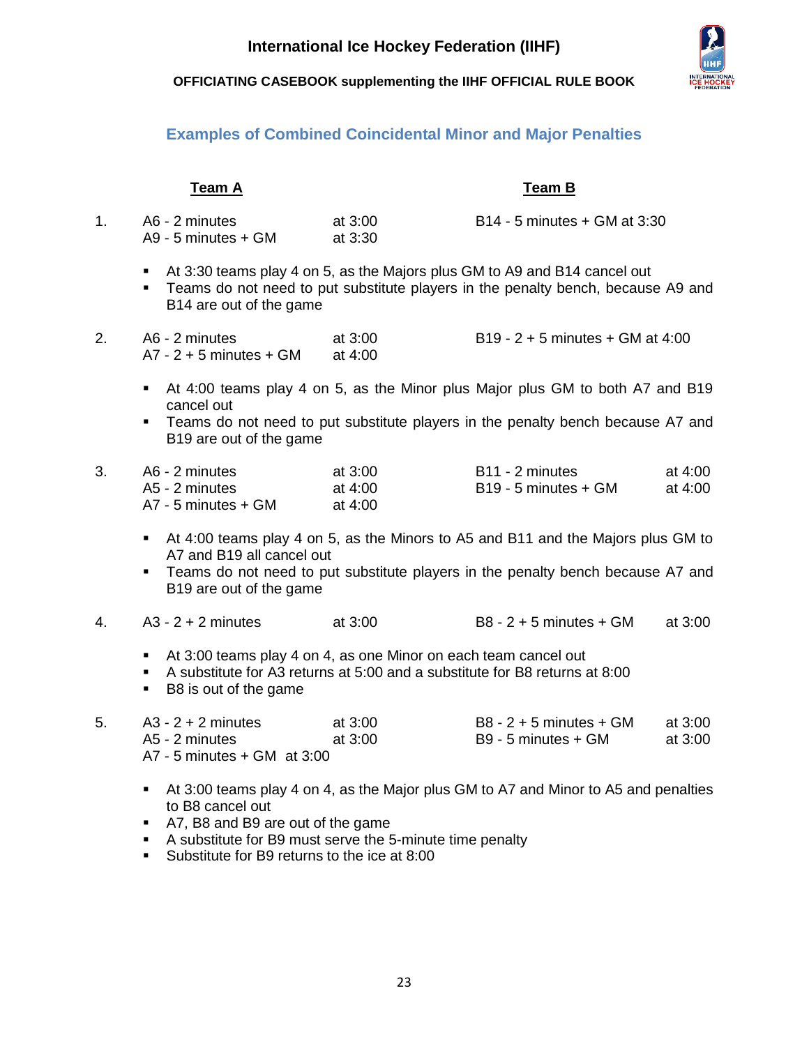## Examples of Combined Coincidental Minor and Major Penalties

| | Team A | | Team B | |
|---|---|---|---|---|
| 1. | A6 - 2 minutes | at 3:00 | B14 - 5 minutes + GM at 3:30 | |
| | A9 - 5 minutes + GM | at 3:30 | | |

- At 3:30 teams play 4 on 5, as the Majors plus GM to A9 and B14 cancel out
- Teams do not need to put substitute players in the penalty bench, because A9 and B14 are out of the game

| | Team A | | Team B | |
|---|---|---|---|---|
| 2. | A6 - 2 minutes | at 3:00 | B19 - 2 + 5 minutes + GM at 4:00 | |
| | A7 - 2 + 5 minutes + GM | at 4:00 | | |

- At 4:00 teams play 4 on 5, as the Minor plus Major plus GM to both A7 and B19 cancel out
- Teams do not need to put substitute players in the penalty bench because A7 and B19 are out of the game

| | Team A | | Team B | |
|---|---|---|---|---|
| 3. | A6 - 2 minutes | at 3:00 | B11 - 2 minutes | at 4:00 |
| | A5 - 2 minutes | at 4:00 | B19 - 5 minutes + GM | at 4:00 |
| | A7 - 5 minutes + GM | at 4:00 | | |

- At 4:00 teams play 4 on 5, as the Minors to A5 and B11 and the Majors plus GM to A7 and B19 all cancel out
- Teams do not need to put substitute players in the penalty bench because A7 and B19 are out of the game

| | Team A | | Team B | |
|---|---|---|---|---|
| 4. | A3 - 2 + 2 minutes | at 3:00 | B8 - 2 + 5 minutes + GM | at 3:00 |

- At 3:00 teams play 4 on 4, as one Minor on each team cancel out
- A substitute for A3 returns at 5:00 and a substitute for B8 returns at 8:00
- B8 is out of the game

| | Team A | | Team B | |
|---|---|---|---|---|
| 5. | A3 - 2 + 2 minutes | at 3:00 | B8 - 2 + 5 minutes + GM | at 3:00 |
| | A5 - 2 minutes | at 3:00 | B9 - 5 minutes + GM | at 3:00 |
| | A7 - 5 minutes + GM at 3:00 | | | |

- At 3:00 teams play 4 on 4, as the Major plus GM to A7 and Minor to A5 and penalties to B8 cancel out
- A7, B8 and B9 are out of the game
- A substitute for B9 must serve the 5-minute time penalty
- Substitute for B9 returns to the ice at 8:00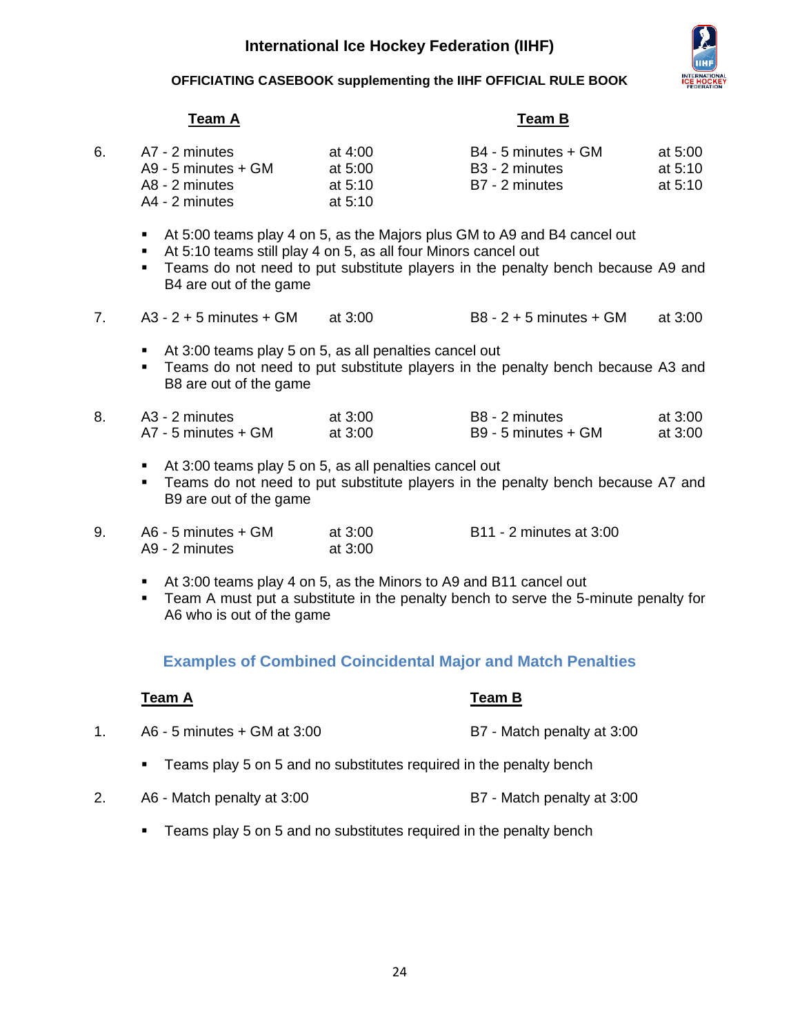| | Team A | | Team B | |
|---|---|---|---|---|
| 6. | A7 - 2 minutes | at 4:00 | B4 - 5 minutes + GM | at 5:00 |
| | A9 - 5 minutes + GM | at 5:00 | B3 - 2 minutes | at 5:10 |
| | A8 - 2 minutes | at 5:10 | B7 - 2 minutes | at 5:10 |
| | A4 - 2 minutes | at 5:10 | | |

- At 5:00 teams play 4 on 5, as the Majors plus GM to A9 and B4 cancel out
- At 5:10 teams still play 4 on 5, as all four Minors cancel out
- Teams do not need to put substitute players in the penalty bench because A9 and B4 are out of the game

| | | | | |
|---|---|---|---|---|
| 7. | A3 - 2 + 5 minutes + GM | at 3:00 | B8 - 2 + 5 minutes + GM | at 3:00 |

- At 3:00 teams play 5 on 5, as all penalties cancel out
- Teams do not need to put substitute players in the penalty bench because A3 and B8 are out of the game

| | | | | |
|---|---|---|---|---|
| 8. | A3 - 2 minutes | at 3:00 | B8 - 2 minutes | at 3:00 |
| | A7 - 5 minutes + GM | at 3:00 | B9 - 5 minutes + GM | at 3:00 |

- At 3:00 teams play 5 on 5, as all penalties cancel out
- Teams do not need to put substitute players in the penalty bench because A7 and B9 are out of the game

| | | | |
|---|---|---|---|
| 9. | A6 - 5 minutes + GM | at 3:00 | B11 - 2 minutes at 3:00 |
| | A9 - 2 minutes | at 3:00 | |

- At 3:00 teams play 4 on 5, as the Minors to A9 and B11 cancel out
- Team A must put a substitute in the penalty bench to serve the 5-minute penalty for A6 who is out of the game

## Examples of Combined Coincidental Major and Match Penalties

| | Team A | Team B |
|---|---|---|
| 1. | A6 - 5 minutes + GM at 3:00 | B7 - Match penalty at 3:00 |

- Teams play 5 on 5 and no substitutes required in the penalty bench

| | | |
|---|---|---|
| 2. | A6 - Match penalty at 3:00 | B7 - Match penalty at 3:00 |

- Teams play 5 on 5 and no substitutes required in the penalty bench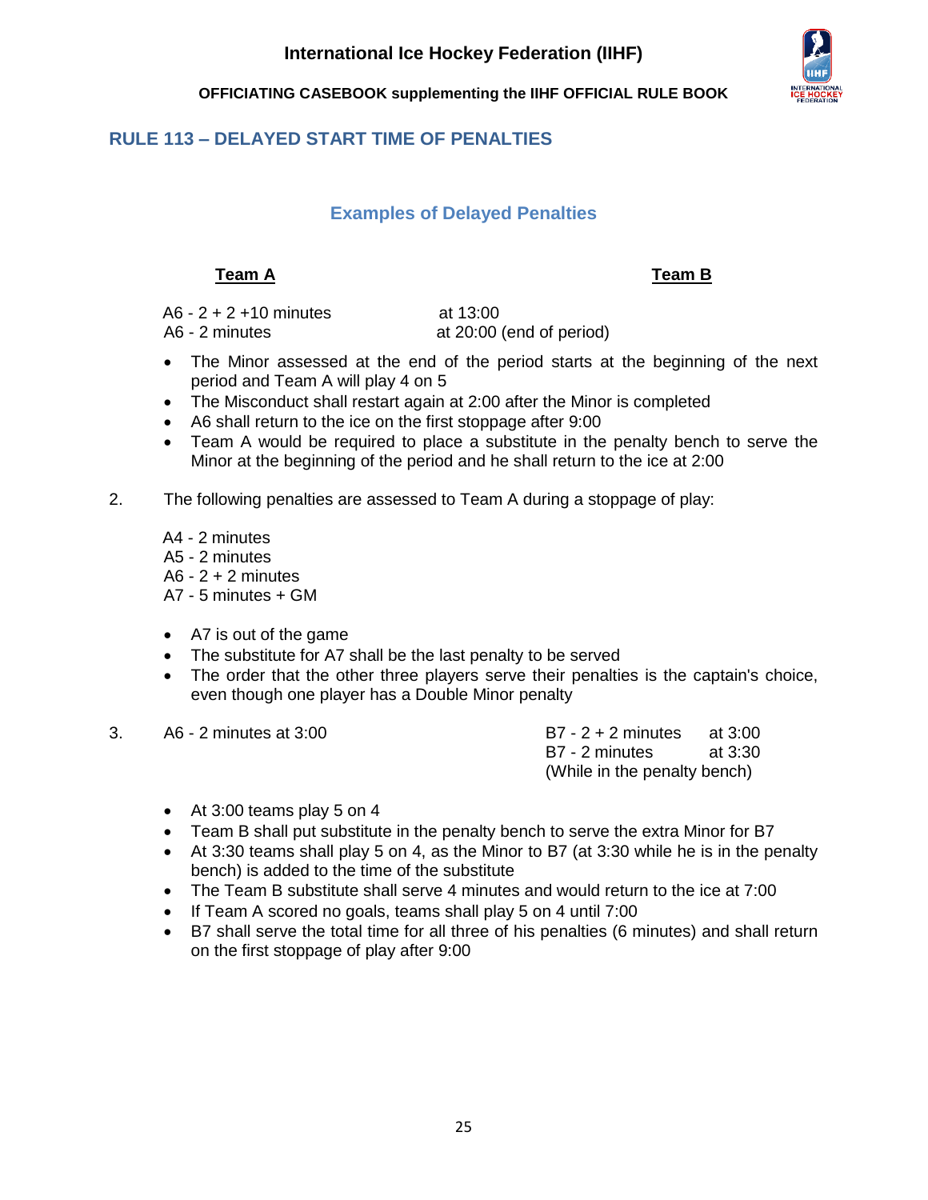## RULE 113 – DELAYED START TIME OF PENALTIES

### Examples of Delayed Penalties

| **Team A** | | **Team B** |
|---|---|---|
| A6 - 2 + 2 +10 minutes | at 13:00 | |
| A6 - 2 minutes | at 20:00 (end of period) | |

- The Minor assessed at the end of the period starts at the beginning of the next period and Team A will play 4 on 5
- The Misconduct shall restart again at 2:00 after the Minor is completed
- A6 shall return to the ice on the first stoppage after 9:00
- Team A would be required to place a substitute in the penalty bench to serve the Minor at the beginning of the period and he shall return to the ice at 2:00

2. The following penalties are assessed to Team A during a stoppage of play:

   A4 - 2 minutes
   A5 - 2 minutes
   A6 - 2 + 2 minutes
   A7 - 5 minutes + GM

- A7 is out of the game
- The substitute for A7 shall be the last penalty to be served
- The order that the other three players serve their penalties is the captain's choice, even though one player has a Double Minor penalty

3.

| Team A | Team B | |
|---|---|---|
| A6 - 2 minutes at 3:00 | B7 - 2 + 2 minutes | at 3:00 |
| | B7 - 2 minutes | at 3:30 |
| | (While in the penalty bench) | |

- At 3:00 teams play 5 on 4
- Team B shall put substitute in the penalty bench to serve the extra Minor for B7
- At 3:30 teams shall play 5 on 4, as the Minor to B7 (at 3:30 while he is in the penalty bench) is added to the time of the substitute
- The Team B substitute shall serve 4 minutes and would return to the ice at 7:00
- If Team A scored no goals, teams shall play 5 on 4 until 7:00
- B7 shall serve the total time for all three of his penalties (6 minutes) and shall return on the first stoppage of play after 9:00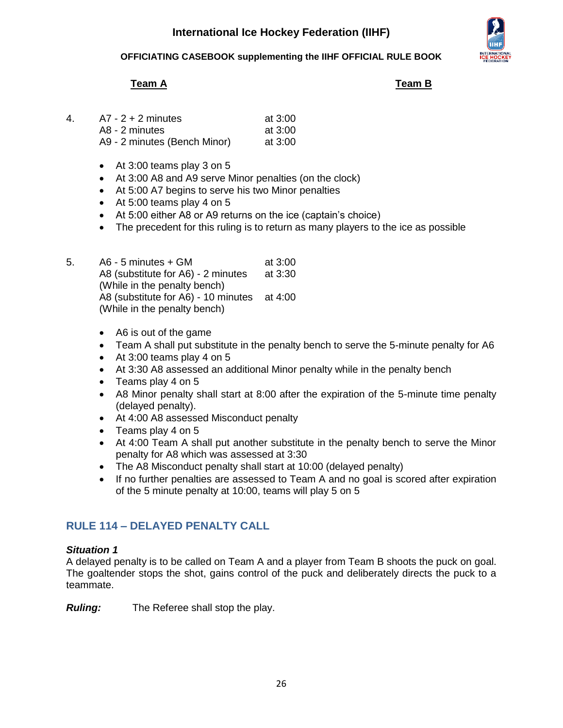**Team A** **Team B**

4. A7 - 2 + 2 minutes at 3:00
   A8 - 2 minutes at 3:00
   A9 - 2 minutes (Bench Minor) at 3:00

- At 3:00 teams play 3 on 5
- At 3:00 A8 and A9 serve Minor penalties (on the clock)
- At 5:00 A7 begins to serve his two Minor penalties
- At 5:00 teams play 4 on 5
- At 5:00 either A8 or A9 returns on the ice (captain's choice)
- The precedent for this ruling is to return as many players to the ice as possible

5. A6 - 5 minutes + GM at 3:00
   A8 (substitute for A6) - 2 minutes (While in the penalty bench) at 3:30
   A8 (substitute for A6) - 10 minutes (While in the penalty bench) at 4:00

- A6 is out of the game
- Team A shall put substitute in the penalty bench to serve the 5-minute penalty for A6
- At 3:00 teams play 4 on 5
- At 3:30 A8 assessed an additional Minor penalty while in the penalty bench
- Teams play 4 on 5
- A8 Minor penalty shall start at 8:00 after the expiration of the 5-minute time penalty (delayed penalty).
- At 4:00 A8 assessed Misconduct penalty
- Teams play 4 on 5
- At 4:00 Team A shall put another substitute in the penalty bench to serve the Minor penalty for A8 which was assessed at 3:30
- The A8 Misconduct penalty shall start at 10:00 (delayed penalty)
- If no further penalties are assessed to Team A and no goal is scored after expiration of the 5 minute penalty at 10:00, teams will play 5 on 5

## RULE 114 – DELAYED PENALTY CALL

***Situation 1***

A delayed penalty is to be called on Team A and a player from Team B shoots the puck on goal. The goaltender stops the shot, gains control of the puck and deliberately directs the puck to a teammate.

***Ruling:*** The Referee shall stop the play.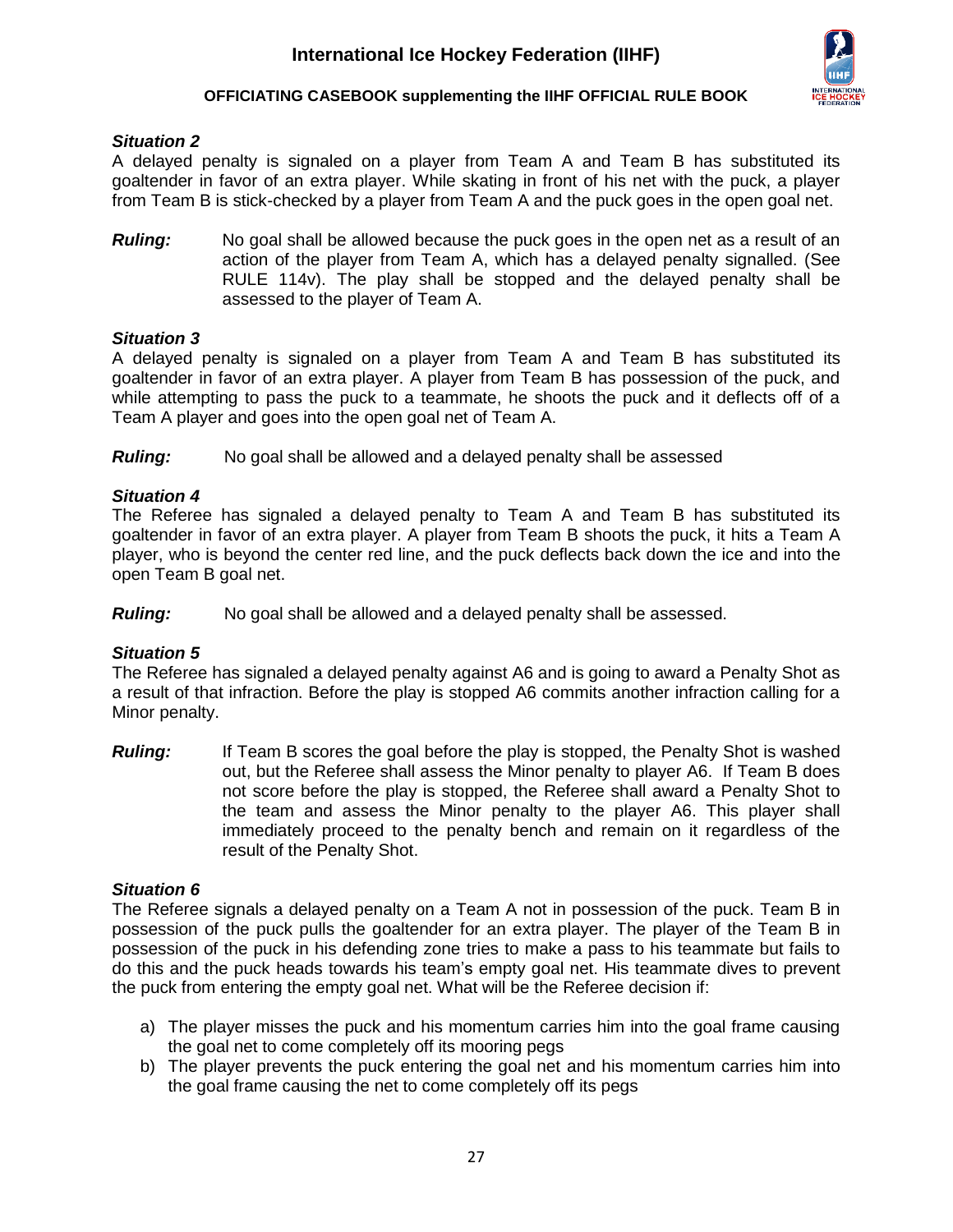***Situation 2***

A delayed penalty is signaled on a player from Team A and Team B has substituted its goaltender in favor of an extra player. While skating in front of his net with the puck, a player from Team B is stick-checked by a player from Team A and the puck goes in the open goal net.

***Ruling:*** No goal shall be allowed because the puck goes in the open net as a result of an action of the player from Team A, which has a delayed penalty signalled. (See RULE 114v). The play shall be stopped and the delayed penalty shall be assessed to the player of Team A.

***Situation 3***

A delayed penalty is signaled on a player from Team A and Team B has substituted its goaltender in favor of an extra player. A player from Team B has possession of the puck, and while attempting to pass the puck to a teammate, he shoots the puck and it deflects off of a Team A player and goes into the open goal net of Team A.

***Ruling:*** No goal shall be allowed and a delayed penalty shall be assessed

***Situation 4***

The Referee has signaled a delayed penalty to Team A and Team B has substituted its goaltender in favor of an extra player. A player from Team B shoots the puck, it hits a Team A player, who is beyond the center red line, and the puck deflects back down the ice and into the open Team B goal net.

***Ruling:*** No goal shall be allowed and a delayed penalty shall be assessed.

***Situation 5***

The Referee has signaled a delayed penalty against A6 and is going to award a Penalty Shot as a result of that infraction. Before the play is stopped A6 commits another infraction calling for a Minor penalty.

***Ruling:*** If Team B scores the goal before the play is stopped, the Penalty Shot is washed out, but the Referee shall assess the Minor penalty to player A6. If Team B does not score before the play is stopped, the Referee shall award a Penalty Shot to the team and assess the Minor penalty to the player A6. This player shall immediately proceed to the penalty bench and remain on it regardless of the result of the Penalty Shot.

***Situation 6***

The Referee signals a delayed penalty on a Team A not in possession of the puck. Team B in possession of the puck pulls the goaltender for an extra player. The player of the Team B in possession of the puck in his defending zone tries to make a pass to his teammate but fails to do this and the puck heads towards his team's empty goal net. His teammate dives to prevent the puck from entering the empty goal net. What will be the Referee decision if:

a) The player misses the puck and his momentum carries him into the goal frame causing the goal net to come completely off its mooring pegs
b) The player prevents the puck entering the goal net and his momentum carries him into the goal frame causing the net to come completely off its pegs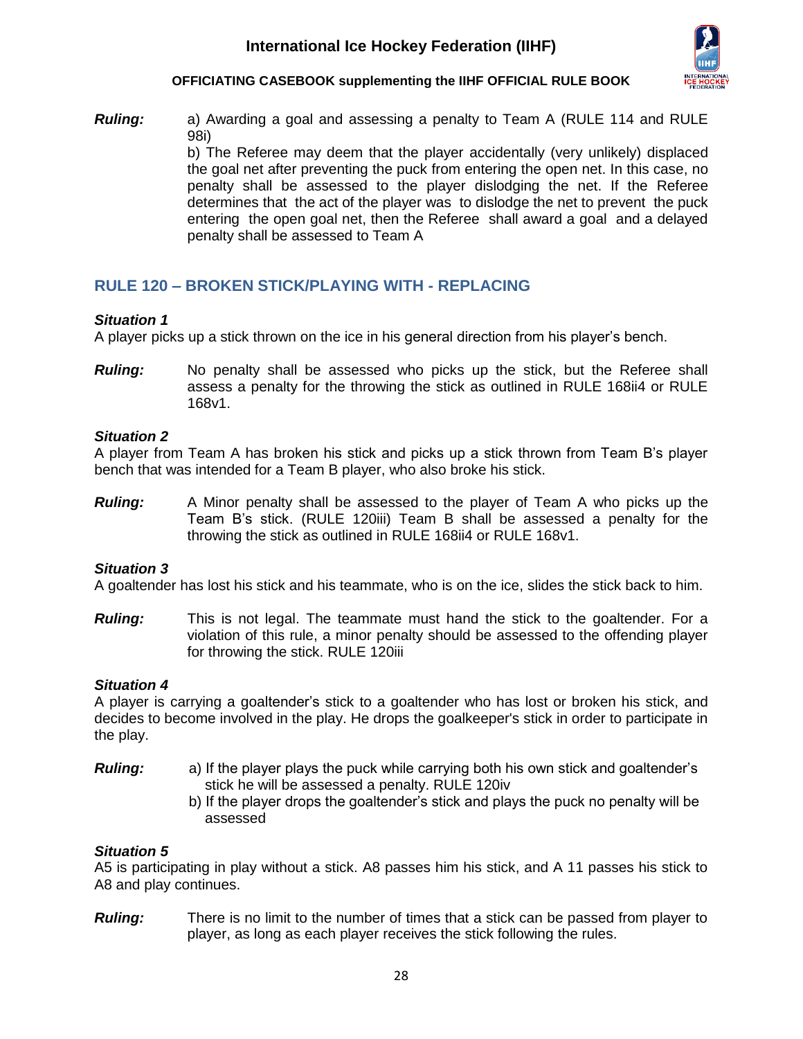***Ruling:*** a) Awarding a goal and assessing a penalty to Team A (RULE 114 and RULE 98i)
b) The Referee may deem that the player accidentally (very unlikely) displaced the goal net after preventing the puck from entering the open net. In this case, no penalty shall be assessed to the player dislodging the net. If the Referee determines that the act of the player was to dislodge the net to prevent the puck entering the open goal net, then the Referee shall award a goal and a delayed penalty shall be assessed to Team A

## RULE 120 – BROKEN STICK/PLAYING WITH - REPLACING

***Situation 1***
A player picks up a stick thrown on the ice in his general direction from his player's bench.

***Ruling:*** No penalty shall be assessed who picks up the stick, but the Referee shall assess a penalty for the throwing the stick as outlined in RULE 168ii4 or RULE 168v1.

***Situation 2***
A player from Team A has broken his stick and picks up a stick thrown from Team B's player bench that was intended for a Team B player, who also broke his stick.

***Ruling:*** A Minor penalty shall be assessed to the player of Team A who picks up the Team B's stick. (RULE 120iii) Team B shall be assessed a penalty for the throwing the stick as outlined in RULE 168ii4 or RULE 168v1.

***Situation 3***
A goaltender has lost his stick and his teammate, who is on the ice, slides the stick back to him.

***Ruling:*** This is not legal. The teammate must hand the stick to the goaltender. For a violation of this rule, a minor penalty should be assessed to the offending player for throwing the stick. RULE 120iii

***Situation 4***
A player is carrying a goaltender's stick to a goaltender who has lost or broken his stick, and decides to become involved in the play. He drops the goalkeeper's stick in order to participate in the play.

***Ruling:***
a) If the player plays the puck while carrying both his own stick and goaltender's stick he will be assessed a penalty. RULE 120iv
b) If the player drops the goaltender's stick and plays the puck no penalty will be assessed

***Situation 5***
A5 is participating in play without a stick. A8 passes him his stick, and A 11 passes his stick to A8 and play continues.

***Ruling:*** There is no limit to the number of times that a stick can be passed from player to player, as long as each player receives the stick following the rules.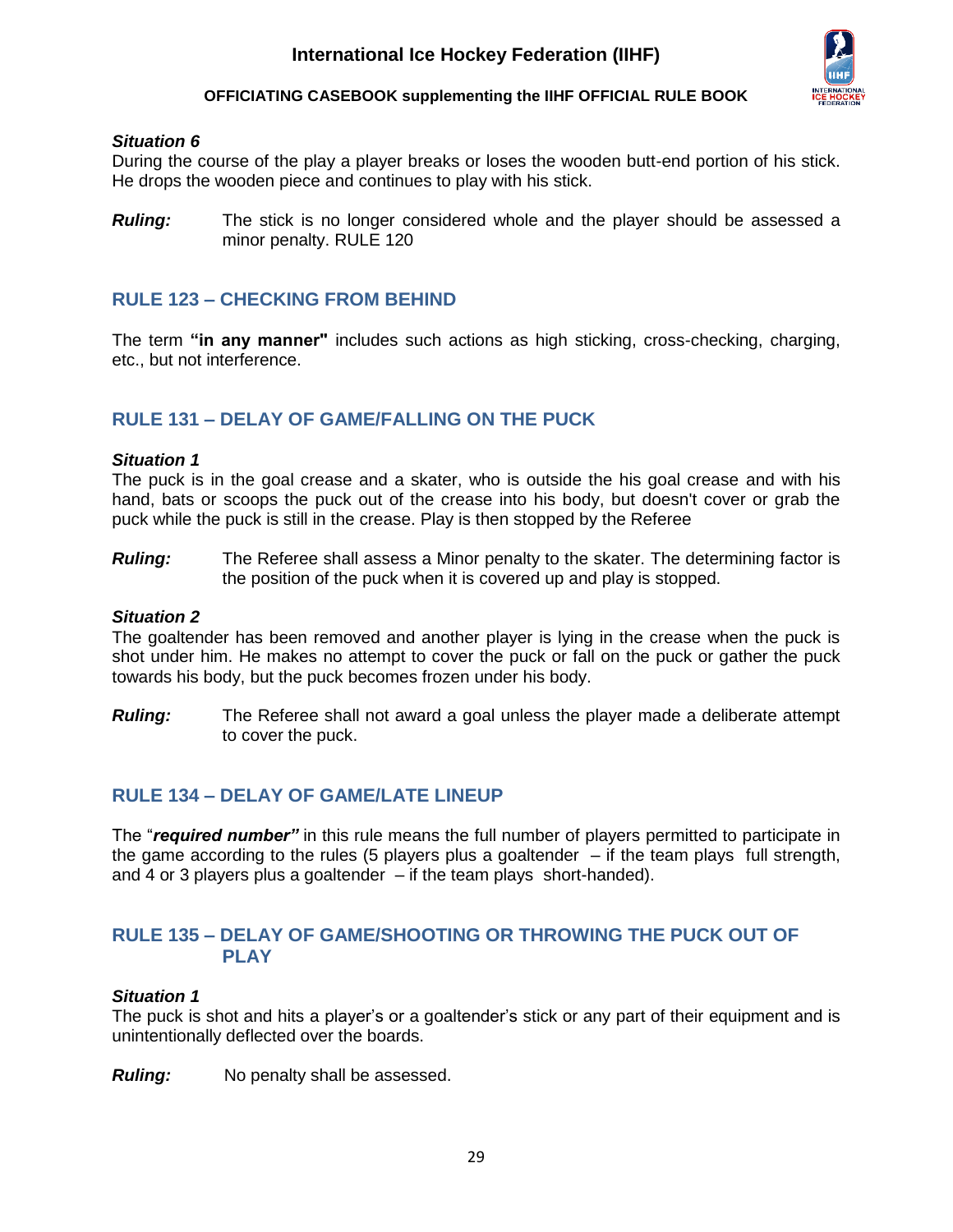***Situation 6***
During the course of the play a player breaks or loses the wooden butt-end portion of his stick. He drops the wooden piece and continues to play with his stick.

***Ruling:*** The stick is no longer considered whole and the player should be assessed a minor penalty. RULE 120

## RULE 123 – CHECKING FROM BEHIND

The term **"in any manner"** includes such actions as high sticking, cross-checking, charging, etc., but not interference.

## RULE 131 – DELAY OF GAME/FALLING ON THE PUCK

***Situation 1***
The puck is in the goal crease and a skater, who is outside the his goal crease and with his hand, bats or scoops the puck out of the crease into his body, but doesn't cover or grab the puck while the puck is still in the crease. Play is then stopped by the Referee

***Ruling:*** The Referee shall assess a Minor penalty to the skater. The determining factor is the position of the puck when it is covered up and play is stopped.

***Situation 2***
The goaltender has been removed and another player is lying in the crease when the puck is shot under him. He makes no attempt to cover the puck or fall on the puck or gather the puck towards his body, but the puck becomes frozen under his body.

***Ruling:*** The Referee shall not award a goal unless the player made a deliberate attempt to cover the puck.

## RULE 134 – DELAY OF GAME/LATE LINEUP

The "***required number"*** in this rule means the full number of players permitted to participate in the game according to the rules (5 players plus a goaltender – if the team plays full strength, and 4 or 3 players plus a goaltender – if the team plays short-handed).

## RULE 135 – DELAY OF GAME/SHOOTING OR THROWING THE PUCK OUT OF PLAY

***Situation 1***
The puck is shot and hits a player's or a goaltender's stick or any part of their equipment and is unintentionally deflected over the boards.

***Ruling:*** No penalty shall be assessed.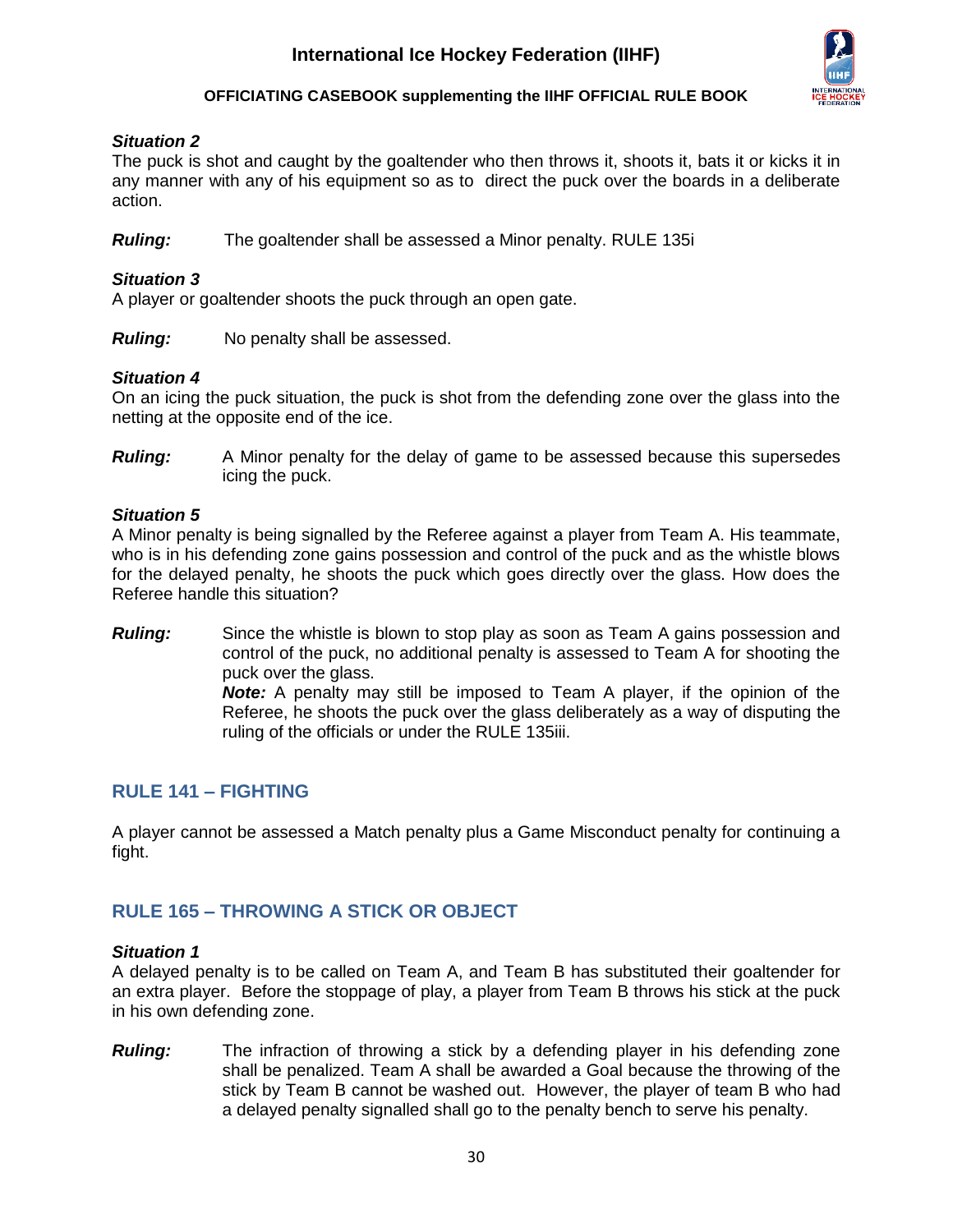***Situation 2***
The puck is shot and caught by the goaltender who then throws it, shoots it, bats it or kicks it in any manner with any of his equipment so as to direct the puck over the boards in a deliberate action.

***Ruling:*** The goaltender shall be assessed a Minor penalty. RULE 135i

***Situation 3***
A player or goaltender shoots the puck through an open gate.

***Ruling:*** No penalty shall be assessed.

***Situation 4***
On an icing the puck situation, the puck is shot from the defending zone over the glass into the netting at the opposite end of the ice.

***Ruling:*** A Minor penalty for the delay of game to be assessed because this supersedes icing the puck.

***Situation 5***
A Minor penalty is being signalled by the Referee against a player from Team A. His teammate, who is in his defending zone gains possession and control of the puck and as the whistle blows for the delayed penalty, he shoots the puck which goes directly over the glass. How does the Referee handle this situation?

***Ruling:*** Since the whistle is blown to stop play as soon as Team A gains possession and control of the puck, no additional penalty is assessed to Team A for shooting the puck over the glass.
***Note:*** A penalty may still be imposed to Team A player, if the opinion of the Referee, he shoots the puck over the glass deliberately as a way of disputing the ruling of the officials or under the RULE 135iii.

## RULE 141 – FIGHTING

A player cannot be assessed a Match penalty plus a Game Misconduct penalty for continuing a fight.

## RULE 165 – THROWING A STICK OR OBJECT

***Situation 1***
A delayed penalty is to be called on Team A, and Team B has substituted their goaltender for an extra player. Before the stoppage of play, a player from Team B throws his stick at the puck in his own defending zone.

***Ruling:*** The infraction of throwing a stick by a defending player in his defending zone shall be penalized. Team A shall be awarded a Goal because the throwing of the stick by Team B cannot be washed out. However, the player of team B who had a delayed penalty signalled shall go to the penalty bench to serve his penalty.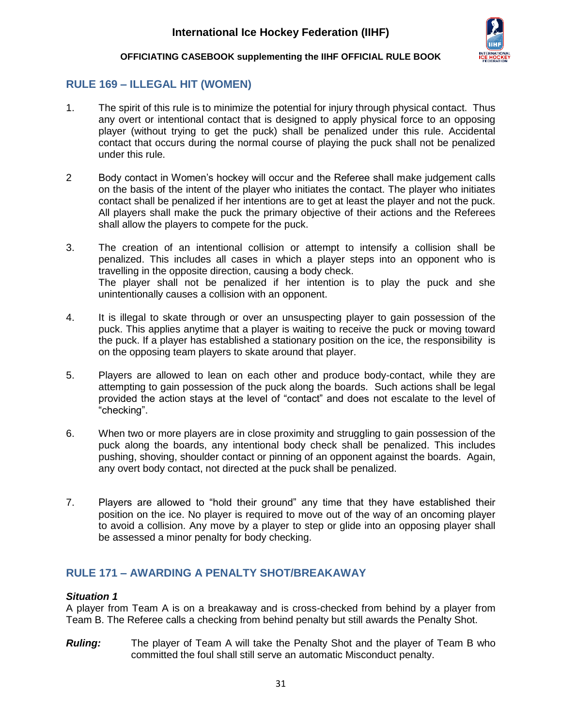## RULE 169 – ILLEGAL HIT (WOMEN)

1. The spirit of this rule is to minimize the potential for injury through physical contact. Thus any overt or intentional contact that is designed to apply physical force to an opposing player (without trying to get the puck) shall be penalized under this rule. Accidental contact that occurs during the normal course of playing the puck shall not be penalized under this rule.

2 Body contact in Women's hockey will occur and the Referee shall make judgement calls on the basis of the intent of the player who initiates the contact. The player who initiates contact shall be penalized if her intentions are to get at least the player and not the puck. All players shall make the puck the primary objective of their actions and the Referees shall allow the players to compete for the puck.

3. The creation of an intentional collision or attempt to intensify a collision shall be penalized. This includes all cases in which a player steps into an opponent who is travelling in the opposite direction, causing a body check.
   The player shall not be penalized if her intention is to play the puck and she unintentionally causes a collision with an opponent.

4. It is illegal to skate through or over an unsuspecting player to gain possession of the puck. This applies anytime that a player is waiting to receive the puck or moving toward the puck. If a player has established a stationary position on the ice, the responsibility is on the opposing team players to skate around that player.

5. Players are allowed to lean on each other and produce body-contact, while they are attempting to gain possession of the puck along the boards. Such actions shall be legal provided the action stays at the level of "contact" and does not escalate to the level of "checking".

6. When two or more players are in close proximity and struggling to gain possession of the puck along the boards, any intentional body check shall be penalized. This includes pushing, shoving, shoulder contact or pinning of an opponent against the boards. Again, any overt body contact, not directed at the puck shall be penalized.

7. Players are allowed to "hold their ground" any time that they have established their position on the ice. No player is required to move out of the way of an oncoming player to avoid a collision. Any move by a player to step or glide into an opposing player shall be assessed a minor penalty for body checking.

## RULE 171 – AWARDING A PENALTY SHOT/BREAKAWAY

***Situation 1***
A player from Team A is on a breakaway and is cross-checked from behind by a player from Team B. The Referee calls a checking from behind penalty but still awards the Penalty Shot.

***Ruling:*** The player of Team A will take the Penalty Shot and the player of Team B who committed the foul shall still serve an automatic Misconduct penalty.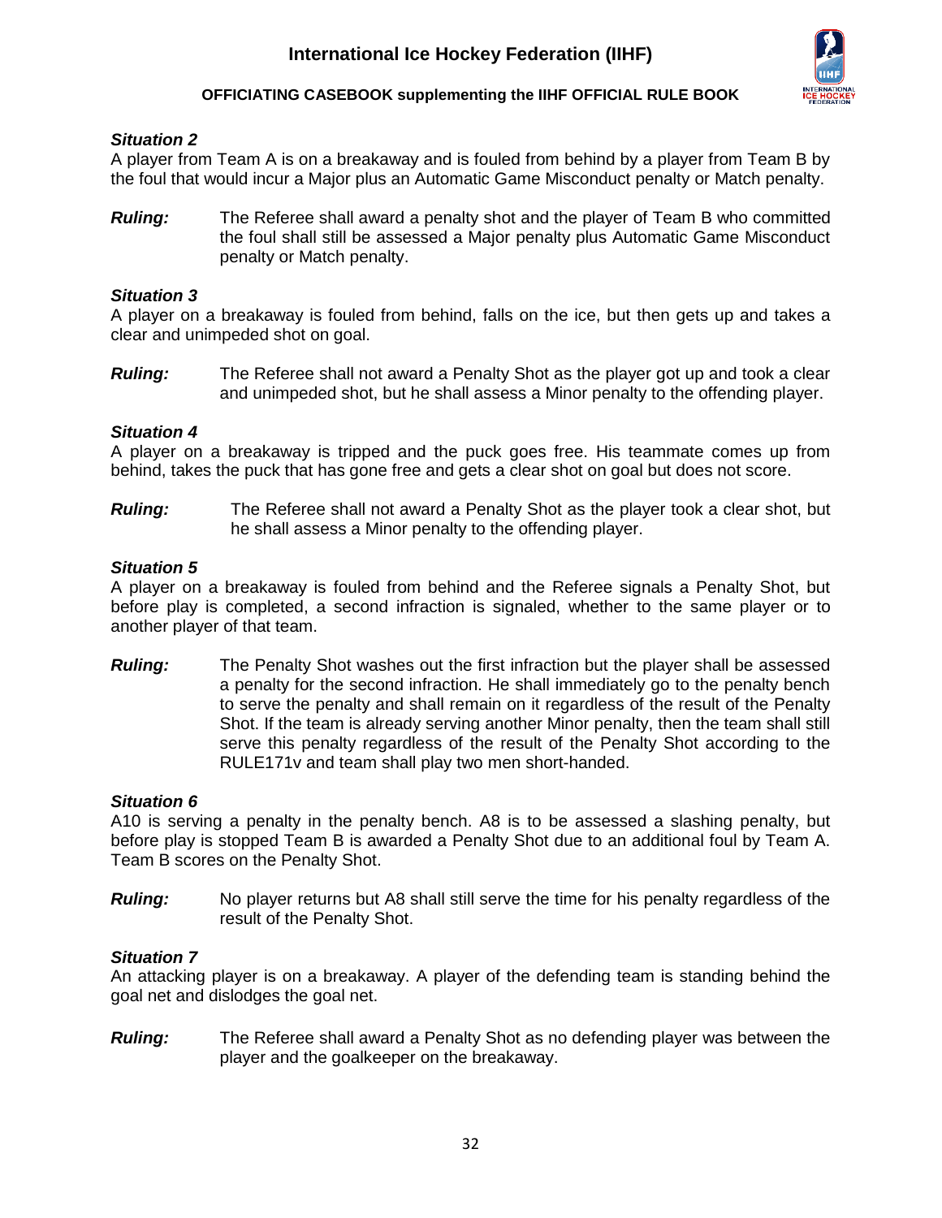***Situation 2***
A player from Team A is on a breakaway and is fouled from behind by a player from Team B by the foul that would incur a Major plus an Automatic Game Misconduct penalty or Match penalty.

***Ruling:*** The Referee shall award a penalty shot and the player of Team B who committed the foul shall still be assessed a Major penalty plus Automatic Game Misconduct penalty or Match penalty.

***Situation 3***
A player on a breakaway is fouled from behind, falls on the ice, but then gets up and takes a clear and unimpeded shot on goal.

***Ruling:*** The Referee shall not award a Penalty Shot as the player got up and took a clear and unimpeded shot, but he shall assess a Minor penalty to the offending player.

***Situation 4***
A player on a breakaway is tripped and the puck goes free. His teammate comes up from behind, takes the puck that has gone free and gets a clear shot on goal but does not score.

***Ruling:*** The Referee shall not award a Penalty Shot as the player took a clear shot, but he shall assess a Minor penalty to the offending player.

***Situation 5***
A player on a breakaway is fouled from behind and the Referee signals a Penalty Shot, but before play is completed, a second infraction is signaled, whether to the same player or to another player of that team.

***Ruling:*** The Penalty Shot washes out the first infraction but the player shall be assessed a penalty for the second infraction. He shall immediately go to the penalty bench to serve the penalty and shall remain on it regardless of the result of the Penalty Shot. If the team is already serving another Minor penalty, then the team shall still serve this penalty regardless of the result of the Penalty Shot according to the RULE171v and team shall play two men short-handed.

***Situation 6***
A10 is serving a penalty in the penalty bench. A8 is to be assessed a slashing penalty, but before play is stopped Team B is awarded a Penalty Shot due to an additional foul by Team A. Team B scores on the Penalty Shot.

***Ruling:*** No player returns but A8 shall still serve the time for his penalty regardless of the result of the Penalty Shot.

***Situation 7***
An attacking player is on a breakaway. A player of the defending team is standing behind the goal net and dislodges the goal net.

***Ruling:*** The Referee shall award a Penalty Shot as no defending player was between the player and the goalkeeper on the breakaway.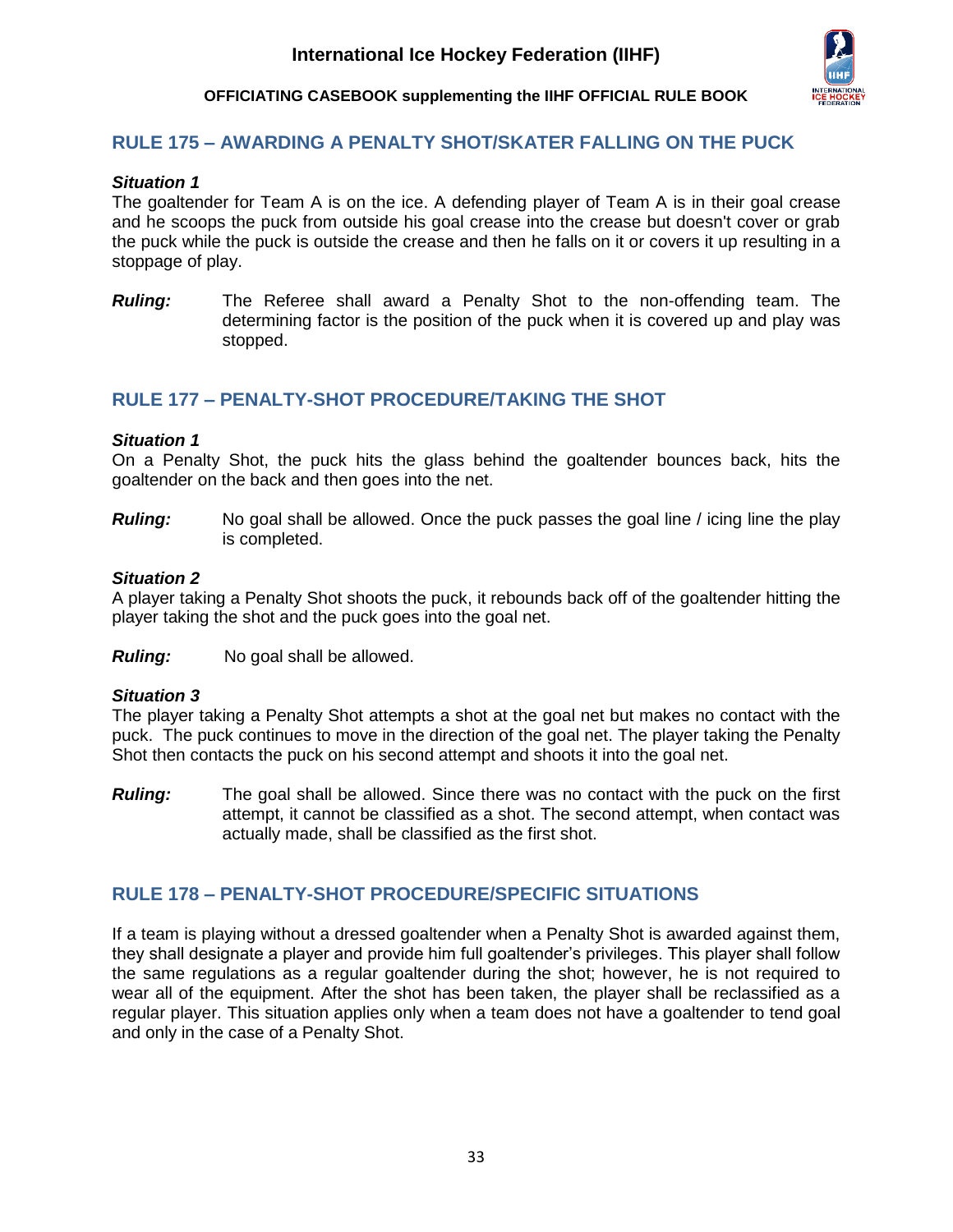## RULE 175 – AWARDING A PENALTY SHOT/SKATER FALLING ON THE PUCK

### *Situation 1*

The goaltender for Team A is on the ice. A defending player of Team A is in their goal crease and he scoops the puck from outside his goal crease into the crease but doesn't cover or grab the puck while the puck is outside the crease and then he falls on it or covers it up resulting in a stoppage of play.

***Ruling:*** The Referee shall award a Penalty Shot to the non-offending team. The determining factor is the position of the puck when it is covered up and play was stopped.

## RULE 177 – PENALTY-SHOT PROCEDURE/TAKING THE SHOT

### *Situation 1*

On a Penalty Shot, the puck hits the glass behind the goaltender bounces back, hits the goaltender on the back and then goes into the net.

***Ruling:*** No goal shall be allowed. Once the puck passes the goal line / icing line the play is completed.

### *Situation 2*

A player taking a Penalty Shot shoots the puck, it rebounds back off of the goaltender hitting the player taking the shot and the puck goes into the goal net.

***Ruling:*** No goal shall be allowed.

### *Situation 3*

The player taking a Penalty Shot attempts a shot at the goal net but makes no contact with the puck. The puck continues to move in the direction of the goal net. The player taking the Penalty Shot then contacts the puck on his second attempt and shoots it into the goal net.

***Ruling:*** The goal shall be allowed. Since there was no contact with the puck on the first attempt, it cannot be classified as a shot. The second attempt, when contact was actually made, shall be classified as the first shot.

## RULE 178 – PENALTY-SHOT PROCEDURE/SPECIFIC SITUATIONS

If a team is playing without a dressed goaltender when a Penalty Shot is awarded against them, they shall designate a player and provide him full goaltender's privileges. This player shall follow the same regulations as a regular goaltender during the shot; however, he is not required to wear all of the equipment. After the shot has been taken, the player shall be reclassified as a regular player. This situation applies only when a team does not have a goaltender to tend goal and only in the case of a Penalty Shot.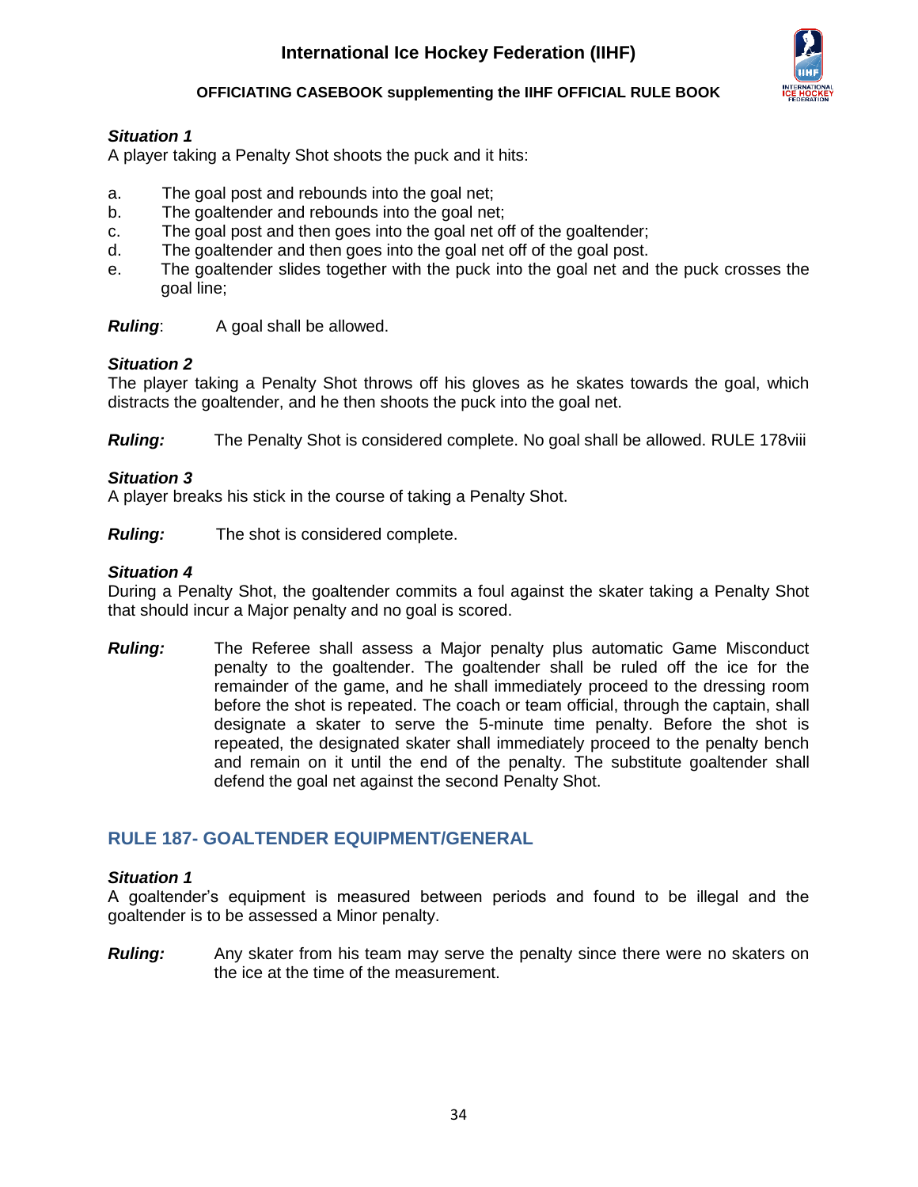***Situation 1***
A player taking a Penalty Shot shoots the puck and it hits:

a. The goal post and rebounds into the goal net;
b. The goaltender and rebounds into the goal net;
c. The goal post and then goes into the goal net off of the goaltender;
d. The goaltender and then goes into the goal net off of the goal post.
e. The goaltender slides together with the puck into the goal net and the puck crosses the goal line;

***Ruling***: A goal shall be allowed.

***Situation 2***
The player taking a Penalty Shot throws off his gloves as he skates towards the goal, which distracts the goaltender, and he then shoots the puck into the goal net.

***Ruling:*** The Penalty Shot is considered complete. No goal shall be allowed. RULE 178viii

***Situation 3***
A player breaks his stick in the course of taking a Penalty Shot.

***Ruling:*** The shot is considered complete.

***Situation 4***
During a Penalty Shot, the goaltender commits a foul against the skater taking a Penalty Shot that should incur a Major penalty and no goal is scored.

***Ruling:*** The Referee shall assess a Major penalty plus automatic Game Misconduct penalty to the goaltender. The goaltender shall be ruled off the ice for the remainder of the game, and he shall immediately proceed to the dressing room before the shot is repeated. The coach or team official, through the captain, shall designate a skater to serve the 5-minute time penalty. Before the shot is repeated, the designated skater shall immediately proceed to the penalty bench and remain on it until the end of the penalty. The substitute goaltender shall defend the goal net against the second Penalty Shot.

## RULE 187- GOALTENDER EQUIPMENT/GENERAL

***Situation 1***
A goaltender's equipment is measured between periods and found to be illegal and the goaltender is to be assessed a Minor penalty.

***Ruling:*** Any skater from his team may serve the penalty since there were no skaters on the ice at the time of the measurement.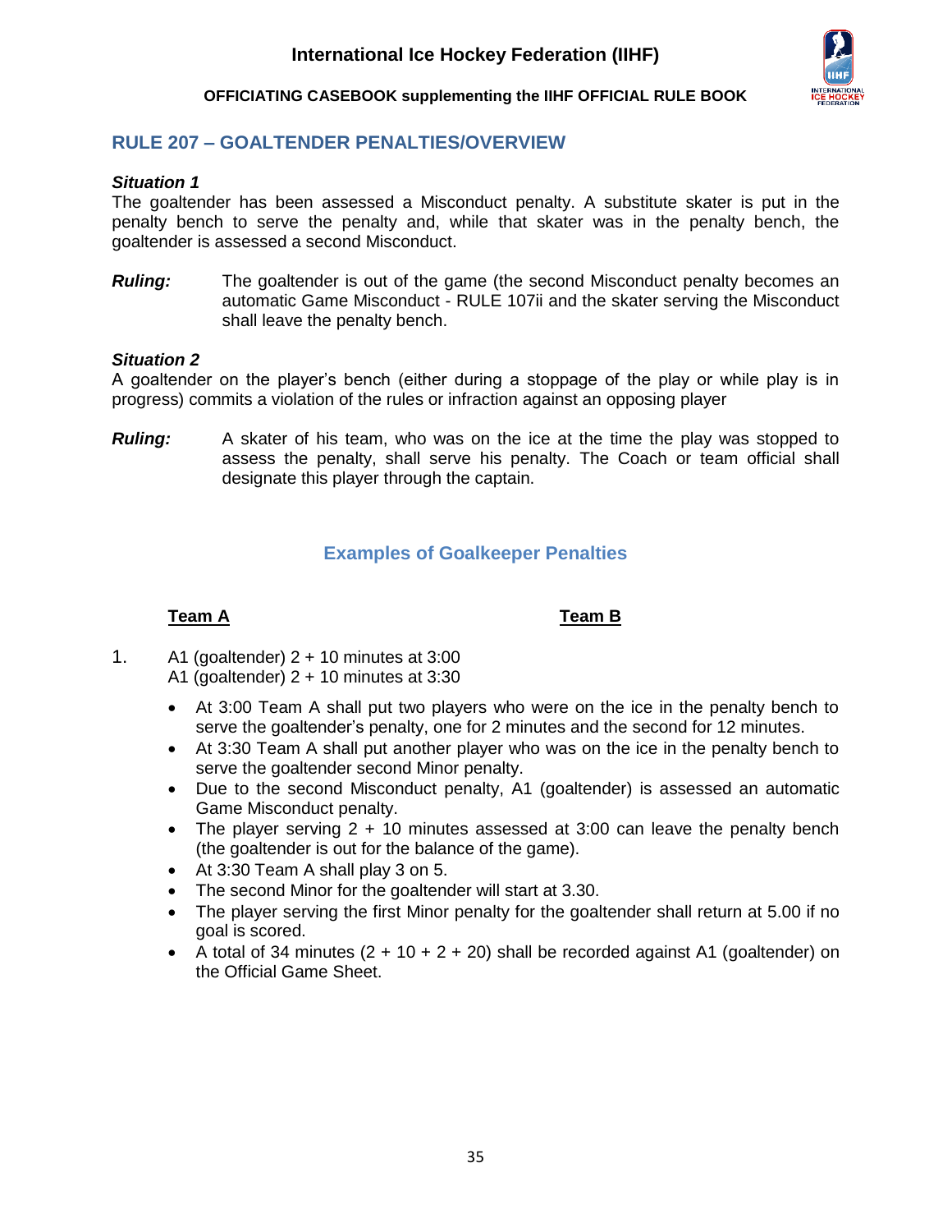## RULE 207 – GOALTENDER PENALTIES/OVERVIEW

***Situation 1***

The goaltender has been assessed a Misconduct penalty. A substitute skater is put in the penalty bench to serve the penalty and, while that skater was in the penalty bench, the goaltender is assessed a second Misconduct.

***Ruling:*** The goaltender is out of the game (the second Misconduct penalty becomes an automatic Game Misconduct - RULE 107ii and the skater serving the Misconduct shall leave the penalty bench.

***Situation 2***

A goaltender on the player's bench (either during a stoppage of the play or while play is in progress) commits a violation of the rules or infraction against an opposing player

***Ruling:*** A skater of his team, who was on the ice at the time the play was stopped to assess the penalty, shall serve his penalty. The Coach or team official shall designate this player through the captain.

### Examples of Goalkeeper Penalties

| <u>**Team A**</u> | <u>**Team B**</u> |
|---|---|

1. A1 (goaltender) 2 + 10 minutes at 3:00
   A1 (goaltender) 2 + 10 minutes at 3:30

   - At 3:00 Team A shall put two players who were on the ice in the penalty bench to serve the goaltender's penalty, one for 2 minutes and the second for 12 minutes.
   - At 3:30 Team A shall put another player who was on the ice in the penalty bench to serve the goaltender second Minor penalty.
   - Due to the second Misconduct penalty, A1 (goaltender) is assessed an automatic Game Misconduct penalty.
   - The player serving 2 + 10 minutes assessed at 3:00 can leave the penalty bench (the goaltender is out for the balance of the game).
   - At 3:30 Team A shall play 3 on 5.
   - The second Minor for the goaltender will start at 3.30.
   - The player serving the first Minor penalty for the goaltender shall return at 5.00 if no goal is scored.
   - A total of 34 minutes (2 + 10 + 2 + 20) shall be recorded against A1 (goaltender) on the Official Game Sheet.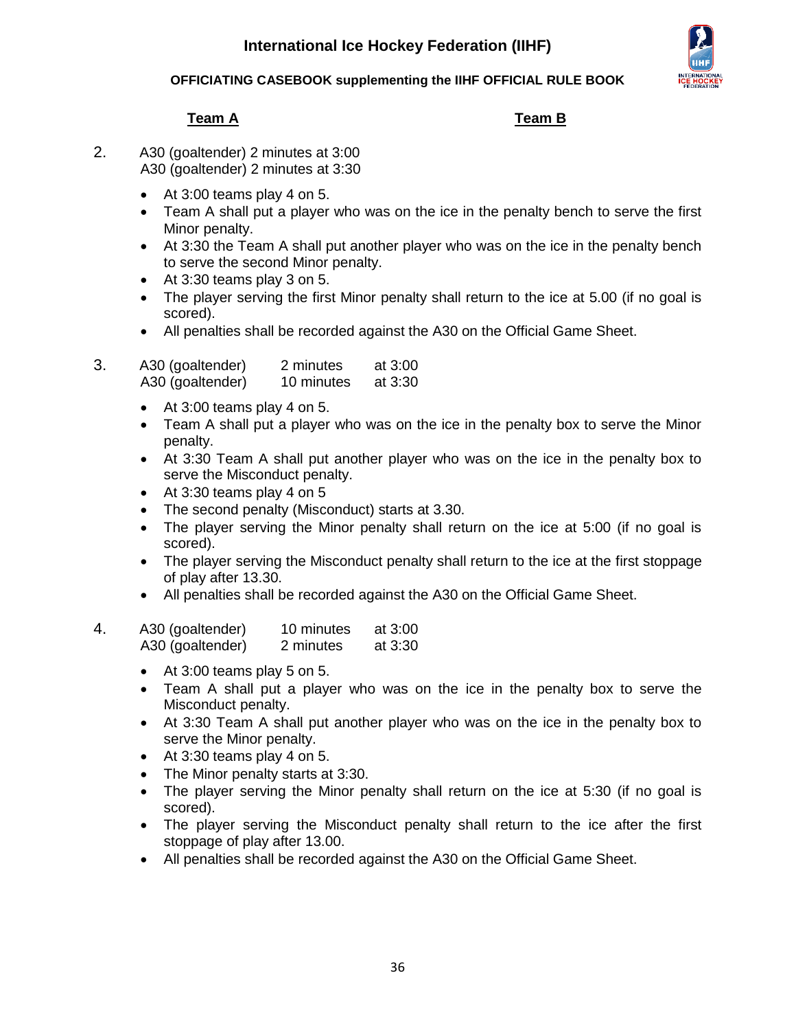| **Team A** | **Team B** |
|---|---|

2. A30 (goaltender) 2 minutes at 3:00
   A30 (goaltender) 2 minutes at 3:30

   - At 3:00 teams play 4 on 5.
   - Team A shall put a player who was on the ice in the penalty bench to serve the first Minor penalty.
   - At 3:30 the Team A shall put another player who was on the ice in the penalty bench to serve the second Minor penalty.
   - At 3:30 teams play 3 on 5.
   - The player serving the first Minor penalty shall return to the ice at 5.00 (if no goal is scored).
   - All penalties shall be recorded against the A30 on the Official Game Sheet.

3. A30 (goaltender) 2 minutes at 3:00
   A30 (goaltender) 10 minutes at 3:30

   - At 3:00 teams play 4 on 5.
   - Team A shall put a player who was on the ice in the penalty box to serve the Minor penalty.
   - At 3:30 Team A shall put another player who was on the ice in the penalty box to serve the Misconduct penalty.
   - At 3:30 teams play 4 on 5
   - The second penalty (Misconduct) starts at 3.30.
   - The player serving the Minor penalty shall return on the ice at 5:00 (if no goal is scored).
   - The player serving the Misconduct penalty shall return to the ice at the first stoppage of play after 13.30.
   - All penalties shall be recorded against the A30 on the Official Game Sheet.

4. A30 (goaltender) 10 minutes at 3:00
   A30 (goaltender) 2 minutes at 3:30

   - At 3:00 teams play 5 on 5.
   - Team A shall put a player who was on the ice in the penalty box to serve the Misconduct penalty.
   - At 3:30 Team A shall put another player who was on the ice in the penalty box to serve the Minor penalty.
   - At 3:30 teams play 4 on 5.
   - The Minor penalty starts at 3:30.
   - The player serving the Minor penalty shall return on the ice at 5:30 (if no goal is scored).
   - The player serving the Misconduct penalty shall return to the ice after the first stoppage of play after 13.00.
   - All penalties shall be recorded against the A30 on the Official Game Sheet.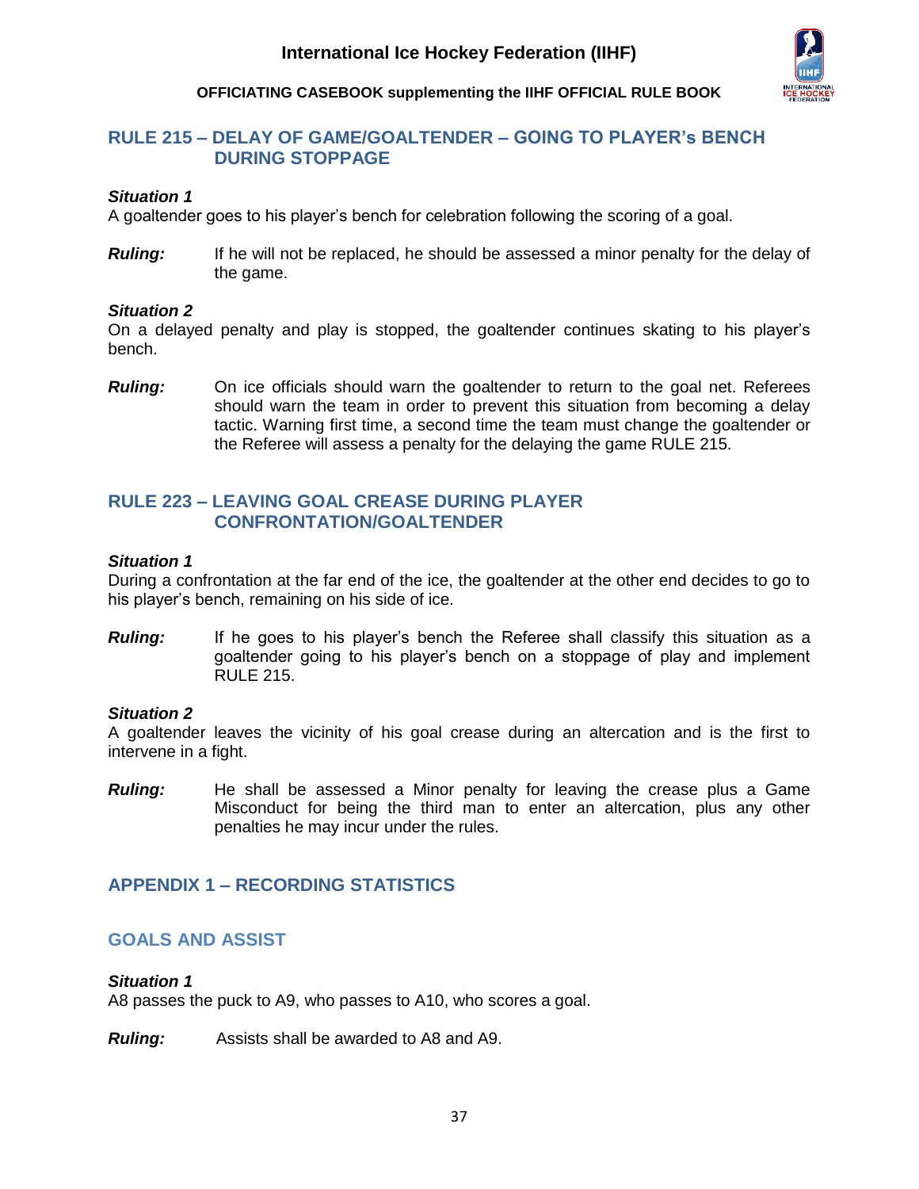## RULE 215 – DELAY OF GAME/GOALTENDER – GOING TO PLAYER's BENCH DURING STOPPAGE

***Situation 1***
A goaltender goes to his player's bench for celebration following the scoring of a goal.

***Ruling:*** If he will not be replaced, he should be assessed a minor penalty for the delay of the game.

***Situation 2***
On a delayed penalty and play is stopped, the goaltender continues skating to his player's bench.

***Ruling:*** On ice officials should warn the goaltender to return to the goal net. Referees should warn the team in order to prevent this situation from becoming a delay tactic. Warning first time, a second time the team must change the goaltender or the Referee will assess a penalty for the delaying the game RULE 215.

## RULE 223 – LEAVING GOAL CREASE DURING PLAYER CONFRONTATION/GOALTENDER

***Situation 1***
During a confrontation at the far end of the ice, the goaltender at the other end decides to go to his player's bench, remaining on his side of ice.

***Ruling:*** If he goes to his player's bench the Referee shall classify this situation as a goaltender going to his player's bench on a stoppage of play and implement RULE 215.

***Situation 2***
A goaltender leaves the vicinity of his goal crease during an altercation and is the first to intervene in a fight.

***Ruling:*** He shall be assessed a Minor penalty for leaving the crease plus a Game Misconduct for being the third man to enter an altercation, plus any other penalties he may incur under the rules.

## APPENDIX 1 – RECORDING STATISTICS

### GOALS AND ASSIST

***Situation 1***
A8 passes the puck to A9, who passes to A10, who scores a goal.

***Ruling:*** Assists shall be awarded to A8 and A9.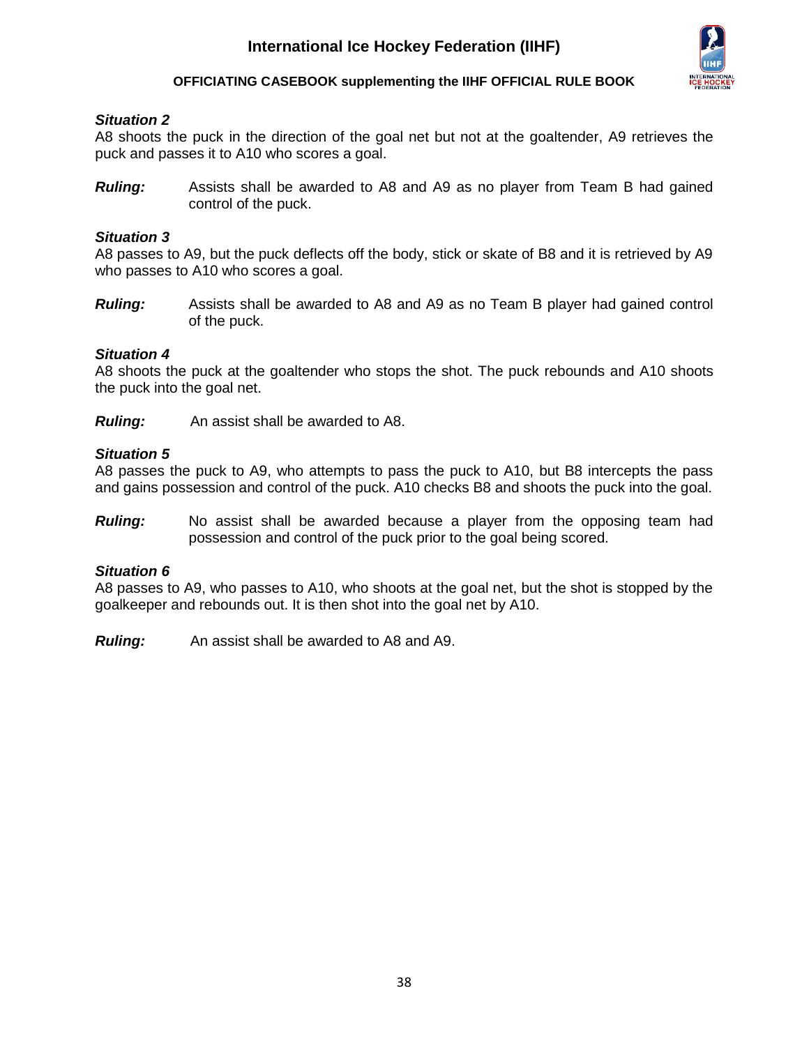***Situation 2***
A8 shoots the puck in the direction of the goal net but not at the goaltender, A9 retrieves the puck and passes it to A10 who scores a goal.

***Ruling:*** Assists shall be awarded to A8 and A9 as no player from Team B had gained control of the puck.

***Situation 3***
A8 passes to A9, but the puck deflects off the body, stick or skate of B8 and it is retrieved by A9 who passes to A10 who scores a goal.

***Ruling:*** Assists shall be awarded to A8 and A9 as no Team B player had gained control of the puck.

***Situation 4***
A8 shoots the puck at the goaltender who stops the shot. The puck rebounds and A10 shoots the puck into the goal net.

***Ruling:*** An assist shall be awarded to A8.

***Situation 5***
A8 passes the puck to A9, who attempts to pass the puck to A10, but B8 intercepts the pass and gains possession and control of the puck. A10 checks B8 and shoots the puck into the goal.

***Ruling:*** No assist shall be awarded because a player from the opposing team had possession and control of the puck prior to the goal being scored.

***Situation 6***
A8 passes to A9, who passes to A10, who shoots at the goal net, but the shot is stopped by the goalkeeper and rebounds out. It is then shot into the goal net by A10.

***Ruling:*** An assist shall be awarded to A8 and A9.